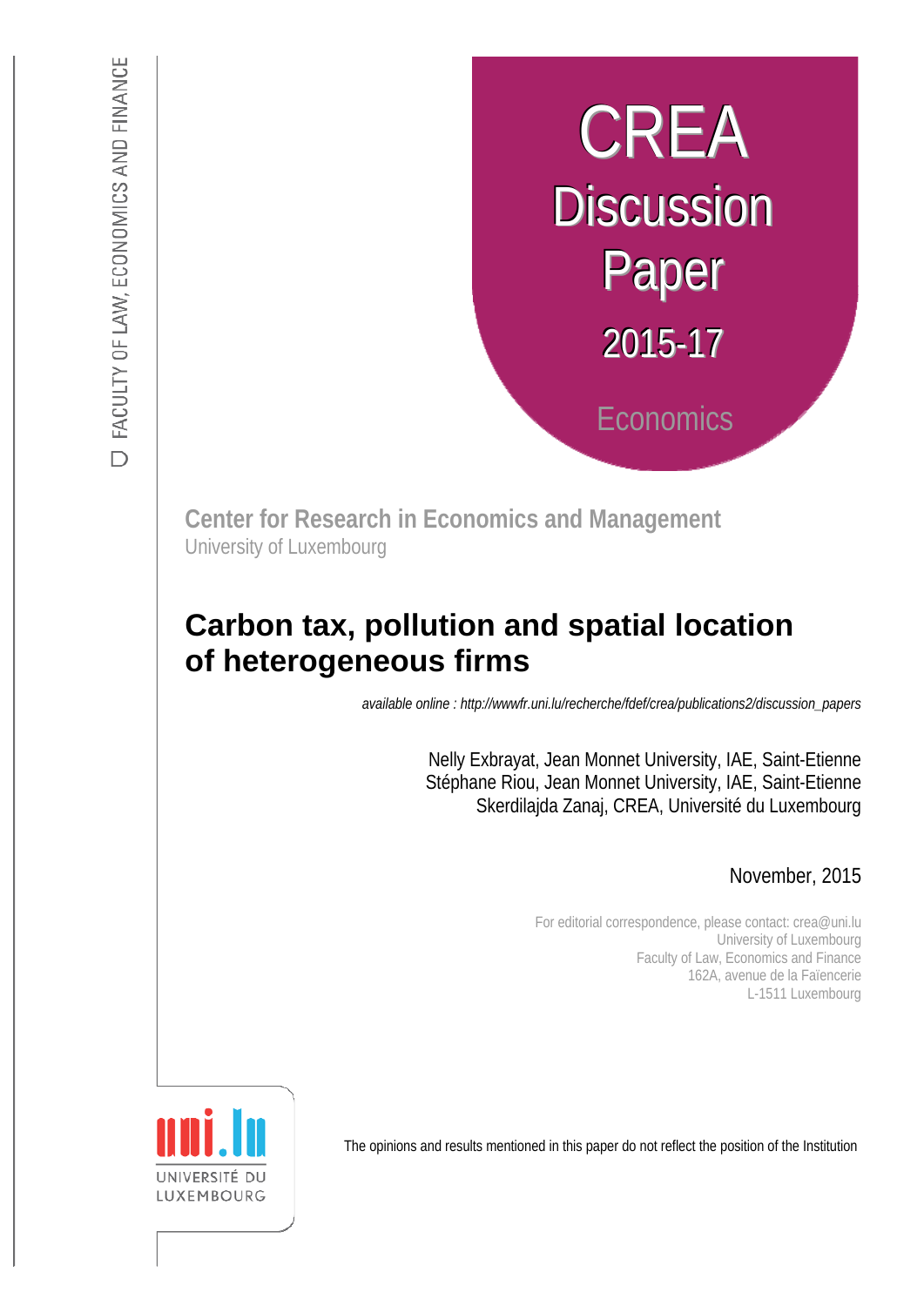FACULTY OF LAW, ECONOMICS AND FINANCE

# CREA Discussion Paper 2015-17

Economics

**Center for Research in Economics and Management**
University of Luxembourg

# Carbon tax, pollution and spatial location of heterogeneous firms

*available online : http://wwwfr.uni.lu/recherche/fdef/crea/publications2/discussion_papers*

Nelly Exbrayat, Jean Monnet University, IAE, Saint-Etienne
Stéphane Riou, Jean Monnet University, IAE, Saint-Etienne
Skerdilajda Zanaj, CREA, Université du Luxembourg

November, 2015

For editorial correspondence, please contact: crea@uni.lu
University of Luxembourg
Faculty of Law, Economics and Finance
162A, avenue de la Faïencerie
L-1511 Luxembourg

UNIVERSITÉ DU LUXEMBOURG

The opinions and results mentioned in this paper do not reflect the position of the Institution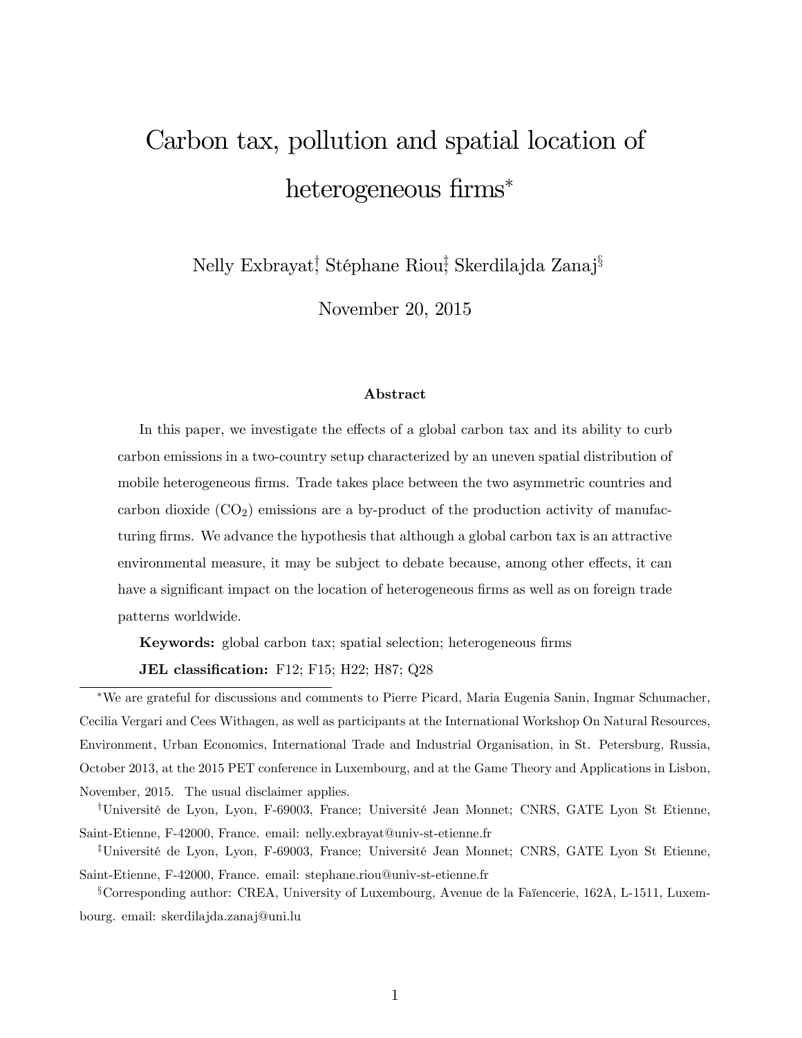# Carbon tax, pollution and spatial location of heterogeneous firms*

Nelly Exbrayat[†], Stéphane Riou[‡], Skerdilajda Zanaj[§]

November 20, 2015

### Abstract

In this paper, we investigate the effects of a global carbon tax and its ability to curb carbon emissions in a two-country setup characterized by an uneven spatial distribution of mobile heterogeneous firms. Trade takes place between the two asymmetric countries and carbon dioxide ($CO_2$) emissions are a by-product of the production activity of manufacturing firms. We advance the hypothesis that although a global carbon tax is an attractive environmental measure, it may be subject to debate because, among other effects, it can have a significant impact on the location of heterogeneous firms as well as on foreign trade patterns worldwide.

**Keywords:** global carbon tax; spatial selection; heterogeneous firms

**JEL classification:** F12; F15; H22; H87; Q28

---

*We are grateful for discussions and comments to Pierre Picard, Maria Eugenia Sanin, Ingmar Schumacher, Cecilia Vergari and Cees Withagen, as well as participants at the International Workshop On Natural Resources, Environment, Urban Economics, International Trade and Industrial Organisation, in St. Petersburg, Russia, October 2013, at the 2015 PET conference in Luxembourg, and at the Game Theory and Applications in Lisbon, November, 2015. The usual disclaimer applies.

[†]Université de Lyon, Lyon, F-69003, France; Université Jean Monnet; CNRS, GATE Lyon St Etienne, Saint-Etienne, F-42000, France. email: nelly.exbrayat@univ-st-etienne.fr

[‡]Université de Lyon, Lyon, F-69003, France; Université Jean Monnet; CNRS, GATE Lyon St Etienne, Saint-Etienne, F-42000, France. email: stephane.riou@univ-st-etienne.fr

[§]Corresponding author: CREA, University of Luxembourg, Avenue de la Faïencerie, 162A, L-1511, Luxembourg. email: skerdilajda.zanaj@uni.lu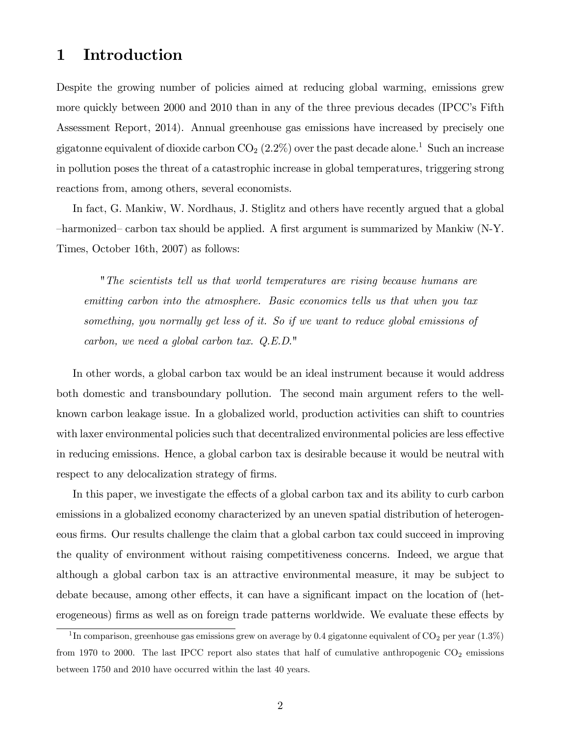# 1 Introduction

Despite the growing number of policies aimed at reducing global warming, emissions grew more quickly between 2000 and 2010 than in any of the three previous decades (IPCC's Fifth Assessment Report, 2014). Annual greenhouse gas emissions have increased by precisely one gigatonne equivalent of dioxide carbon $CO_2$ (2.2%) over the past decade alone.[1] Such an increase in pollution poses the threat of a catastrophic increase in global temperatures, triggering strong reactions from, among others, several economists.

In fact, G. Mankiw, W. Nordhaus, J. Stiglitz and others have recently argued that a global –harmonized– carbon tax should be applied. A first argument is summarized by Mankiw (N-Y. Times, October 16th, 2007) as follows:

> "*The scientists tell us that world temperatures are rising because humans are emitting carbon into the atmosphere. Basic economics tells us that when you tax something, you normally get less of it. So if we want to reduce global emissions of carbon, we need a global carbon tax. Q.E.D.*"

In other words, a global carbon tax would be an ideal instrument because it would address both domestic and transboundary pollution. The second main argument refers to the well-known carbon leakage issue. In a globalized world, production activities can shift to countries with laxer environmental policies such that decentralized environmental policies are less effective in reducing emissions. Hence, a global carbon tax is desirable because it would be neutral with respect to any delocalization strategy of firms.

In this paper, we investigate the effects of a global carbon tax and its ability to curb carbon emissions in a globalized economy characterized by an uneven spatial distribution of heterogeneous firms. Our results challenge the claim that a global carbon tax could succeed in improving the quality of environment without raising competitiveness concerns. Indeed, we argue that although a global carbon tax is an attractive environmental measure, it may be subject to debate because, among other effects, it can have a significant impact on the location of (heterogeneous) firms as well as on foreign trade patterns worldwide. We evaluate these effects by

[1] In comparison, greenhouse gas emissions grew on average by 0.4 gigatonne equivalent of $CO_2$ per year (1.3%) from 1970 to 2000. The last IPCC report also states that half of cumulative anthropogenic $CO_2$ emissions between 1750 and 2010 have occurred within the last 40 years.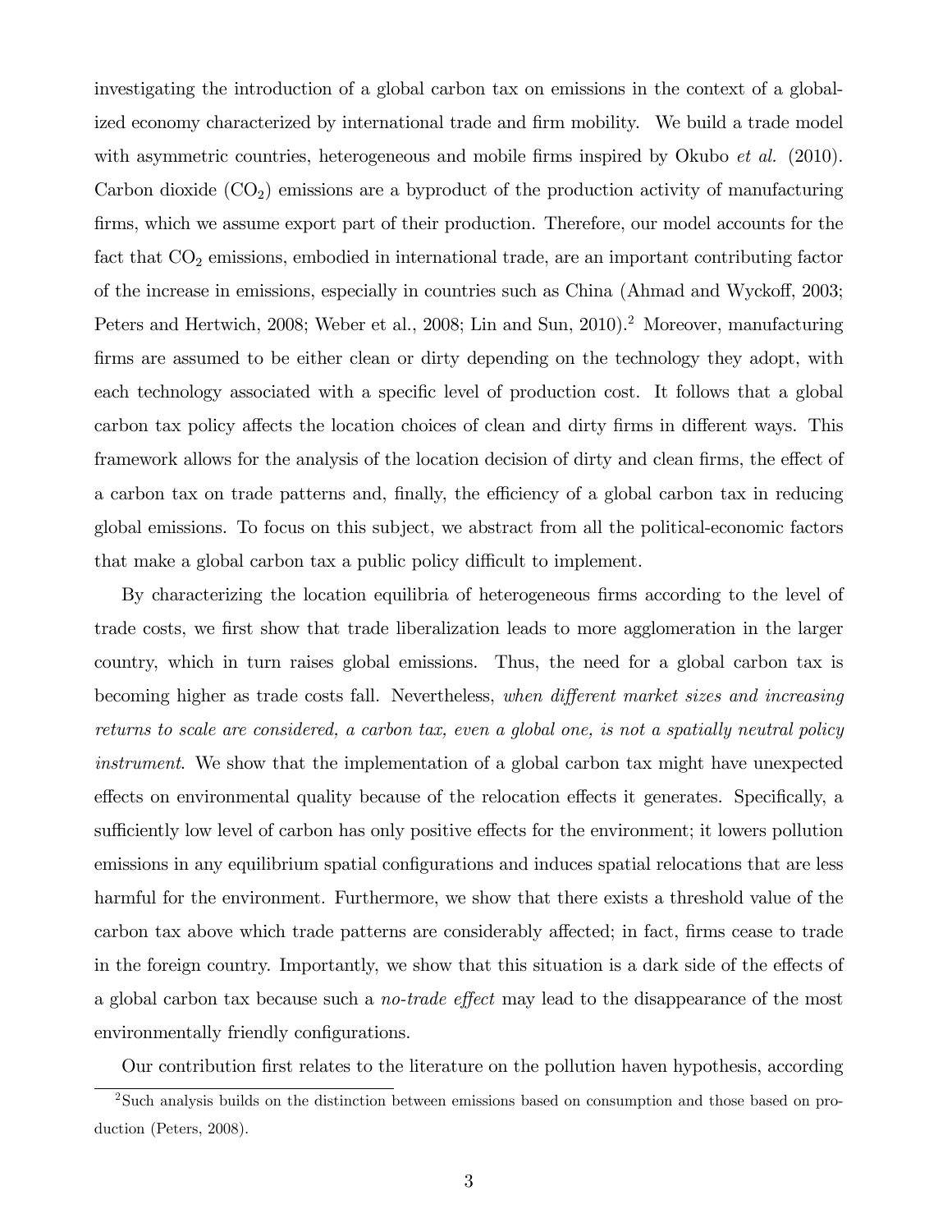investigating the introduction of a global carbon tax on emissions in the context of a globalized economy characterized by international trade and firm mobility. We build a trade model with asymmetric countries, heterogeneous and mobile firms inspired by Okubo *et al.* (2010). Carbon dioxide ($CO_2$) emissions are a byproduct of the production activity of manufacturing firms, which we assume export part of their production. Therefore, our model accounts for the fact that $CO_2$ emissions, embodied in international trade, are an important contributing factor of the increase in emissions, especially in countries such as China (Ahmad and Wyckoff, 2003; Peters and Hertwich, 2008; Weber et al., 2008; Lin and Sun, 2010).[2] Moreover, manufacturing firms are assumed to be either clean or dirty depending on the technology they adopt, with each technology associated with a specific level of production cost. It follows that a global carbon tax policy affects the location choices of clean and dirty firms in different ways. This framework allows for the analysis of the location decision of dirty and clean firms, the effect of a carbon tax on trade patterns and, finally, the efficiency of a global carbon tax in reducing global emissions. To focus on this subject, we abstract from all the political-economic factors that make a global carbon tax a public policy difficult to implement.

By characterizing the location equilibria of heterogeneous firms according to the level of trade costs, we first show that trade liberalization leads to more agglomeration in the larger country, which in turn raises global emissions. Thus, the need for a global carbon tax is becoming higher as trade costs fall. Nevertheless, *when different market sizes and increasing returns to scale are considered, a carbon tax, even a global one, is not a spatially neutral policy instrument*. We show that the implementation of a global carbon tax might have unexpected effects on environmental quality because of the relocation effects it generates. Specifically, a sufficiently low level of carbon has only positive effects for the environment; it lowers pollution emissions in any equilibrium spatial configurations and induces spatial relocations that are less harmful for the environment. Furthermore, we show that there exists a threshold value of the carbon tax above which trade patterns are considerably affected; in fact, firms cease to trade in the foreign country. Importantly, we show that this situation is a dark side of the effects of a global carbon tax because such a *no-trade effect* may lead to the disappearance of the most environmentally friendly configurations.

Our contribution first relates to the literature on the pollution haven hypothesis, according

[2] Such analysis builds on the distinction between emissions based on consumption and those based on production (Peters, 2008).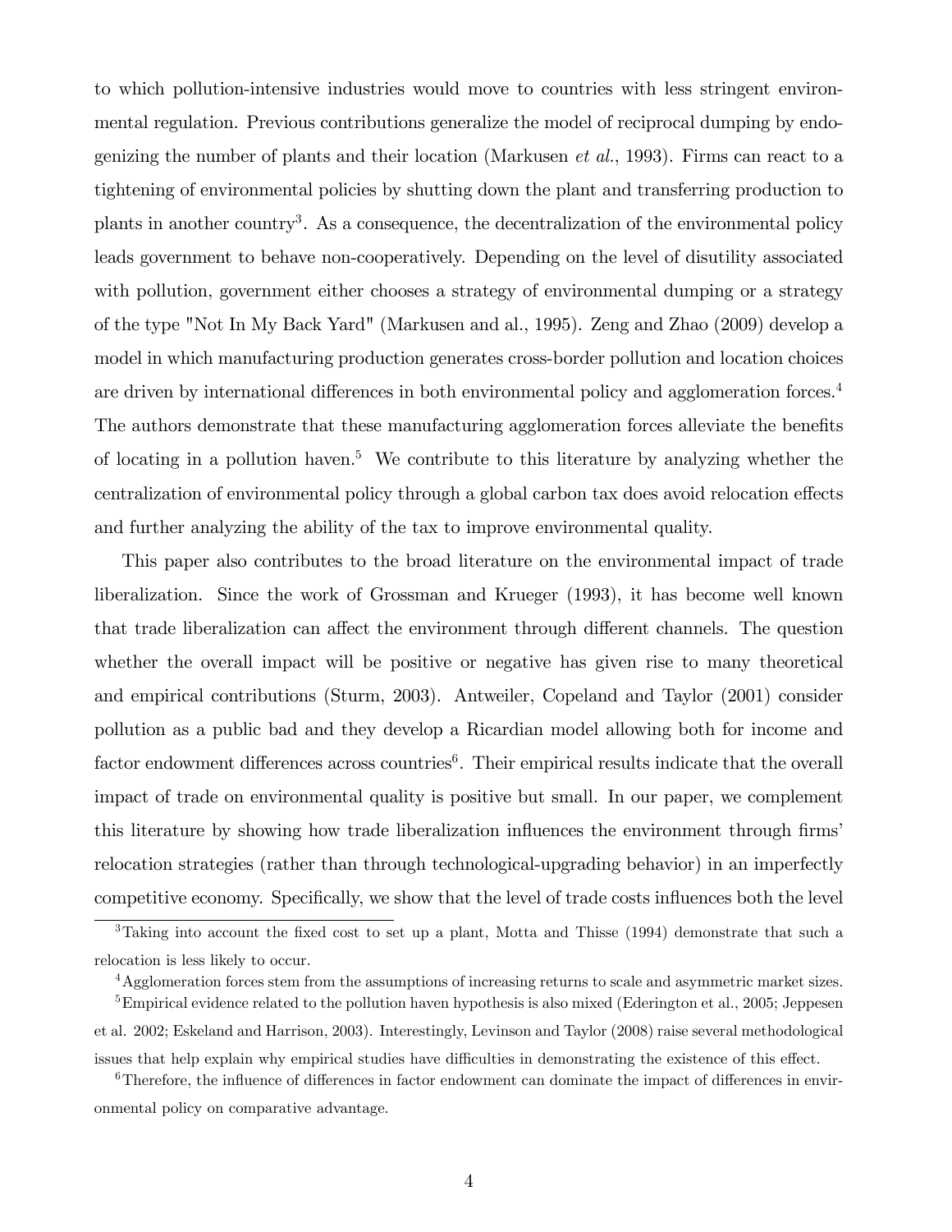to which pollution-intensive industries would move to countries with less stringent environmental regulation. Previous contributions generalize the model of reciprocal dumping by endogenizing the number of plants and their location (Markusen *et al.*, 1993). Firms can react to a tightening of environmental policies by shutting down the plant and transferring production to plants in another country[3]. As a consequence, the decentralization of the environmental policy leads government to behave non-cooperatively. Depending on the level of disutility associated with pollution, government either chooses a strategy of environmental dumping or a strategy of the type "Not In My Back Yard" (Markusen and al., 1995). Zeng and Zhao (2009) develop a model in which manufacturing production generates cross-border pollution and location choices are driven by international differences in both environmental policy and agglomeration forces.[4] The authors demonstrate that these manufacturing agglomeration forces alleviate the benefits of locating in a pollution haven.[5] We contribute to this literature by analyzing whether the centralization of environmental policy through a global carbon tax does avoid relocation effects and further analyzing the ability of the tax to improve environmental quality.

This paper also contributes to the broad literature on the environmental impact of trade liberalization. Since the work of Grossman and Krueger (1993), it has become well known that trade liberalization can affect the environment through different channels. The question whether the overall impact will be positive or negative has given rise to many theoretical and empirical contributions (Sturm, 2003). Antweiler, Copeland and Taylor (2001) consider pollution as a public bad and they develop a Ricardian model allowing both for income and factor endowment differences across countries[6]. Their empirical results indicate that the overall impact of trade on environmental quality is positive but small. In our paper, we complement this literature by showing how trade liberalization influences the environment through firms' relocation strategies (rather than through technological-upgrading behavior) in an imperfectly competitive economy. Specifically, we show that the level of trade costs influences both the level

[3] Taking into account the fixed cost to set up a plant, Motta and Thisse (1994) demonstrate that such a relocation is less likely to occur.

[4] Agglomeration forces stem from the assumptions of increasing returns to scale and asymmetric market sizes.

[5] Empirical evidence related to the pollution haven hypothesis is also mixed (Ederington et al., 2005; Jeppesen et al. 2002; Eskeland and Harrison, 2003). Interestingly, Levinson and Taylor (2008) raise several methodological issues that help explain why empirical studies have difficulties in demonstrating the existence of this effect.

[6] Therefore, the influence of differences in factor endowment can dominate the impact of differences in environmental policy on comparative advantage.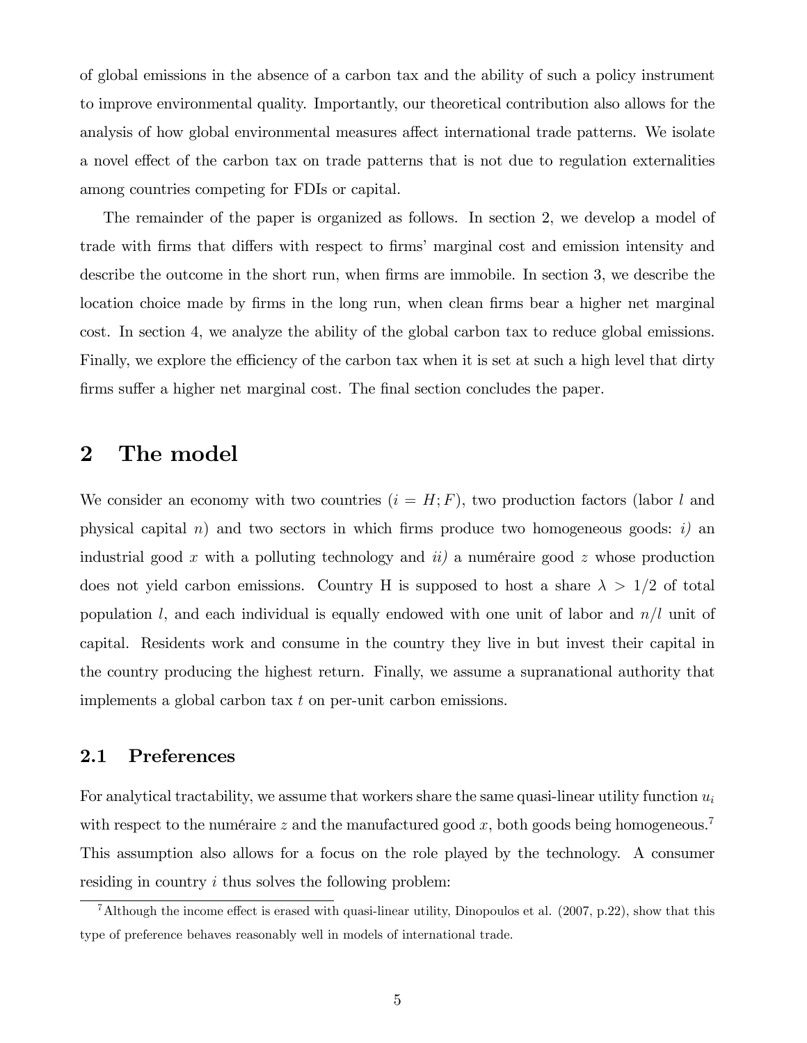of global emissions in the absence of a carbon tax and the ability of such a policy instrument to improve environmental quality. Importantly, our theoretical contribution also allows for the analysis of how global environmental measures affect international trade patterns. We isolate a novel effect of the carbon tax on trade patterns that is not due to regulation externalities among countries competing for FDIs or capital.

The remainder of the paper is organized as follows. In section 2, we develop a model of trade with firms that differs with respect to firms' marginal cost and emission intensity and describe the outcome in the short run, when firms are immobile. In section 3, we describe the location choice made by firms in the long run, when clean firms bear a higher net marginal cost. In section 4, we analyze the ability of the global carbon tax to reduce global emissions. Finally, we explore the efficiency of the carbon tax when it is set at such a high level that dirty firms suffer a higher net marginal cost. The final section concludes the paper.

# 2 The model

We consider an economy with two countries ($i = H; F$), two production factors (labor $l$ and physical capital $n$) and two sectors in which firms produce two homogeneous goods: *i)* an industrial good $x$ with a polluting technology and *ii)* a numéraire good $z$ whose production does not yield carbon emissions. Country H is supposed to host a share $\lambda > 1/2$ of total population $l$, and each individual is equally endowed with one unit of labor and $n/l$ unit of capital. Residents work and consume in the country they live in but invest their capital in the country producing the highest return. Finally, we assume a supranational authority that implements a global carbon tax $t$ on per-unit carbon emissions.

## 2.1 Preferences

For analytical tractability, we assume that workers share the same quasi-linear utility function $u_i$ with respect to the numéraire $z$ and the manufactured good $x$, both goods being homogeneous.[7] This assumption also allows for a focus on the role played by the technology. A consumer residing in country $i$ thus solves the following problem:

[7] Although the income effect is erased with quasi-linear utility, Dinopoulos et al. (2007, p.22), show that this type of preference behaves reasonably well in models of international trade.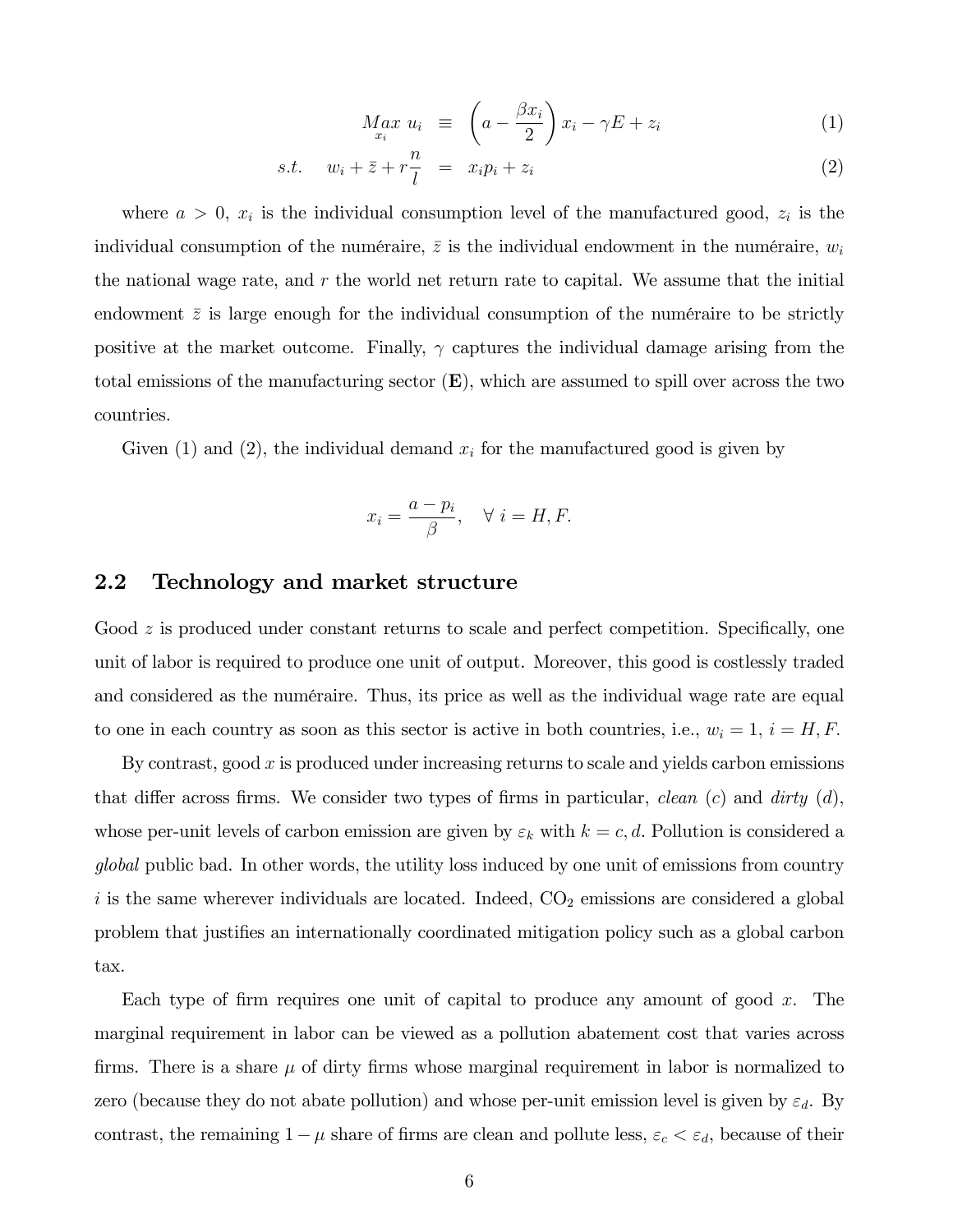$$\underset{x_i}{Max}\ u_i \equiv \left(a - \frac{\beta x_i}{2}\right) x_i - \gamma E + z_i \tag{1}$$

$$s.t. \quad w_i + \bar{z} + r\frac{n}{l} = x_i p_i + z_i \tag{2}$$

where $a > 0$, $x_i$ is the individual consumption level of the manufactured good, $z_i$ is the individual consumption of the numéraire, $\bar{z}$ is the individual endowment in the numéraire, $w_i$ the national wage rate, and $r$ the world net return rate to capital. We assume that the initial endowment $\bar{z}$ is large enough for the individual consumption of the numéraire to be strictly positive at the market outcome. Finally, $\gamma$ captures the individual damage arising from the total emissions of the manufacturing sector ($\mathbf{E}$), which are assumed to spill over across the two countries.

Given (1) and (2), the individual demand $x_i$ for the manufactured good is given by

$$x_i = \frac{a - p_i}{\beta}, \quad \forall\ i = H, F.$$

## 2.2 Technology and market structure

Good $z$ is produced under constant returns to scale and perfect competition. Specifically, one unit of labor is required to produce one unit of output. Moreover, this good is costlessly traded and considered as the numéraire. Thus, its price as well as the individual wage rate are equal to one in each country as soon as this sector is active in both countries, i.e., $w_i = 1$, $i = H, F$.

By contrast, good $x$ is produced under increasing returns to scale and yields carbon emissions that differ across firms. We consider two types of firms in particular, *clean* ($c$) and *dirty* ($d$), whose per-unit levels of carbon emission are given by $\varepsilon_k$ with $k = c, d$. Pollution is considered a *global* public bad. In other words, the utility loss induced by one unit of emissions from country $i$ is the same wherever individuals are located. Indeed, $CO_2$ emissions are considered a global problem that justifies an internationally coordinated mitigation policy such as a global carbon tax.

Each type of firm requires one unit of capital to produce any amount of good $x$. The marginal requirement in labor can be viewed as a pollution abatement cost that varies across firms. There is a share $\mu$ of dirty firms whose marginal requirement in labor is normalized to zero (because they do not abate pollution) and whose per-unit emission level is given by $\varepsilon_d$. By contrast, the remaining $1 - \mu$ share of firms are clean and pollute less, $\varepsilon_c < \varepsilon_d$, because of their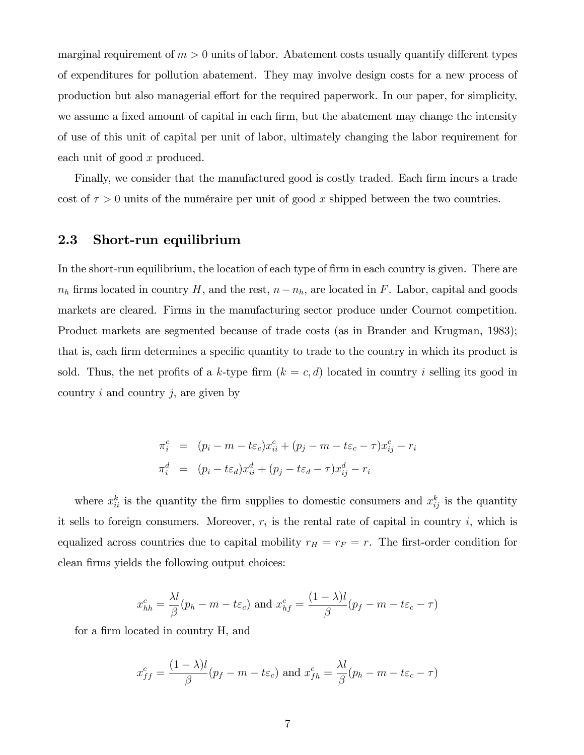marginal requirement of $m > 0$ units of labor. Abatement costs usually quantify different types of expenditures for pollution abatement. They may involve design costs for a new process of production but also managerial effort for the required paperwork. In our paper, for simplicity, we assume a fixed amount of capital in each firm, but the abatement may change the intensity of use of this unit of capital per unit of labor, ultimately changing the labor requirement for each unit of good $x$ produced.

Finally, we consider that the manufactured good is costly traded. Each firm incurs a trade cost of $\tau > 0$ units of the numéraire per unit of good $x$ shipped between the two countries.

## 2.3 Short-run equilibrium

In the short-run equilibrium, the location of each type of firm in each country is given. There are $n_h$ firms located in country $H$, and the rest, $n - n_h$, are located in $F$. Labor, capital and goods markets are cleared. Firms in the manufacturing sector produce under Cournot competition. Product markets are segmented because of trade costs (as in Brander and Krugman, 1983); that is, each firm determines a specific quantity to trade to the country in which its product is sold. Thus, the net profits of a $k$-type firm ($k = c, d$) located in country $i$ selling its good in country $i$ and country $j$, are given by

$$
\begin{aligned}
\pi_i^c &= (p_i - m - t\varepsilon_c)x_{ii}^c + (p_j - m - t\varepsilon_c - \tau)x_{ij}^c - r_i \\
\pi_i^d &= (p_i - t\varepsilon_d)x_{ii}^d + (p_j - t\varepsilon_d - \tau)x_{ij}^d - r_i
\end{aligned}
$$

where $x_{ii}^k$ is the quantity the firm supplies to domestic consumers and $x_{ij}^k$ is the quantity it sells to foreign consumers. Moreover, $r_i$ is the rental rate of capital in country $i$, which is equalized across countries due to capital mobility $r_H = r_F = r$. The first-order condition for clean firms yields the following output choices:

$$
x_{hh}^c = \frac{\lambda l}{\beta}(p_h - m - t\varepsilon_c) \text{ and } x_{hf}^c = \frac{(1-\lambda)l}{\beta}(p_f - m - t\varepsilon_c - \tau)
$$

for a firm located in country H, and

$$
x_{ff}^c = \frac{(1-\lambda)l}{\beta}(p_f - m - t\varepsilon_c) \text{ and } x_{fh}^c = \frac{\lambda l}{\beta}(p_h - m - t\varepsilon_c - \tau)
$$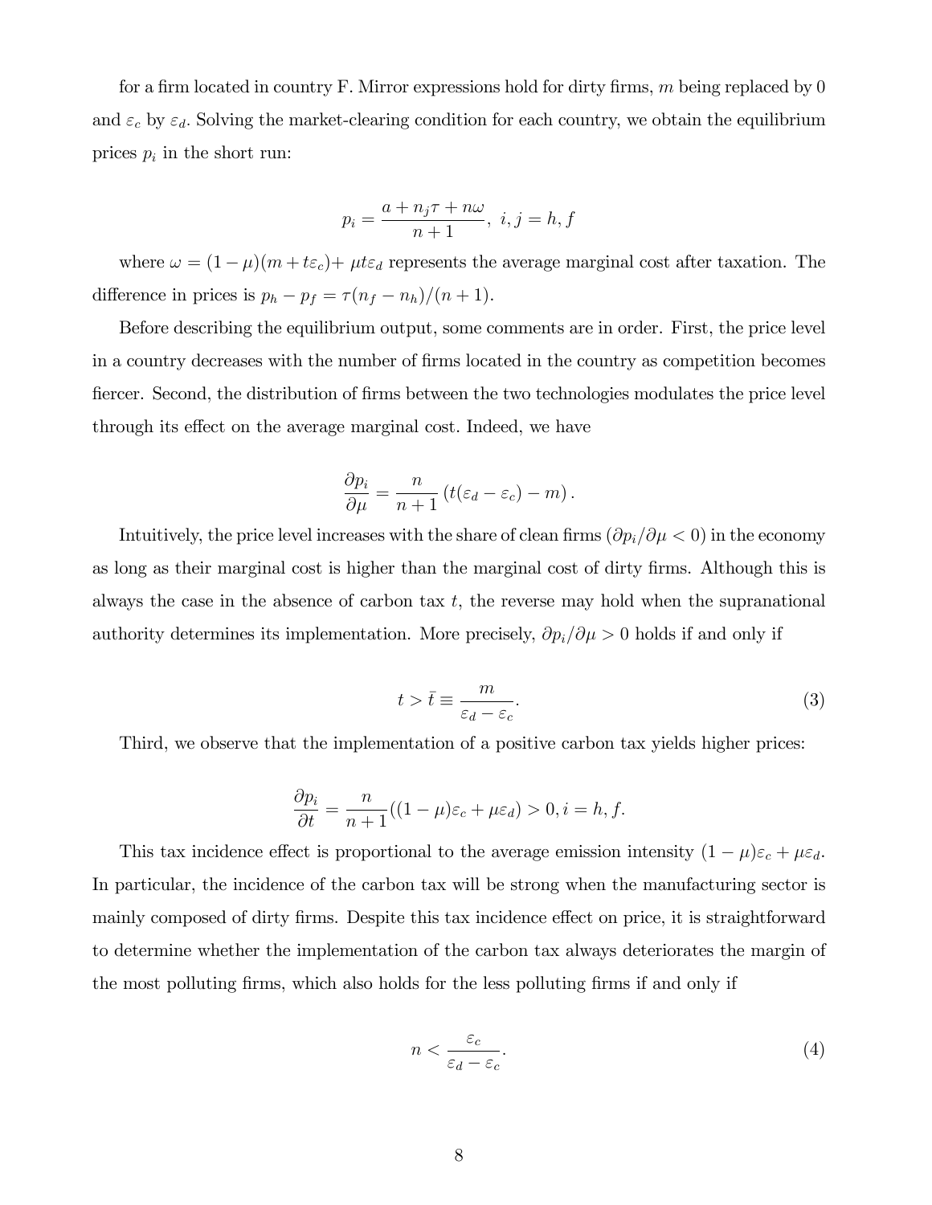for a firm located in country F. Mirror expressions hold for dirty firms, $m$ being replaced by 0 and $\varepsilon_c$ by $\varepsilon_d$. Solving the market-clearing condition for each country, we obtain the equilibrium prices $p_i$ in the short run:

$$p_i = \frac{a + n_j \tau + n\omega}{n+1}, \ i, j = h, f$$

where $\omega = (1-\mu)(m + t\varepsilon_c) + \mu t \varepsilon_d$ represents the average marginal cost after taxation. The difference in prices is $p_h - p_f = \tau(n_f - n_h)/(n+1)$.

Before describing the equilibrium output, some comments are in order. First, the price level in a country decreases with the number of firms located in the country as competition becomes fiercer. Second, the distribution of firms between the two technologies modulates the price level through its effect on the average marginal cost. Indeed, we have

$$\frac{\partial p_i}{\partial \mu} = \frac{n}{n+1} \left( t(\varepsilon_d - \varepsilon_c) - m \right).$$

Intuitively, the price level increases with the share of clean firms ($\partial p_i / \partial \mu < 0$) in the economy as long as their marginal cost is higher than the marginal cost of dirty firms. Although this is always the case in the absence of carbon tax $t$, the reverse may hold when the supranational authority determines its implementation. More precisely, $\partial p_i / \partial \mu > 0$ holds if and only if

$$t > \bar{t} \equiv \frac{m}{\varepsilon_d - \varepsilon_c}. \tag{3}$$

Third, we observe that the implementation of a positive carbon tax yields higher prices:

$$\frac{\partial p_i}{\partial t} = \frac{n}{n+1}((1-\mu)\varepsilon_c + \mu \varepsilon_d) > 0, i = h, f.$$

This tax incidence effect is proportional to the average emission intensity $(1-\mu)\varepsilon_c + \mu\varepsilon_d$. In particular, the incidence of the carbon tax will be strong when the manufacturing sector is mainly composed of dirty firms. Despite this tax incidence effect on price, it is straightforward to determine whether the implementation of the carbon tax always deteriorates the margin of the most polluting firms, which also holds for the less polluting firms if and only if

$$n < \frac{\varepsilon_c}{\varepsilon_d - \varepsilon_c}. \tag{4}$$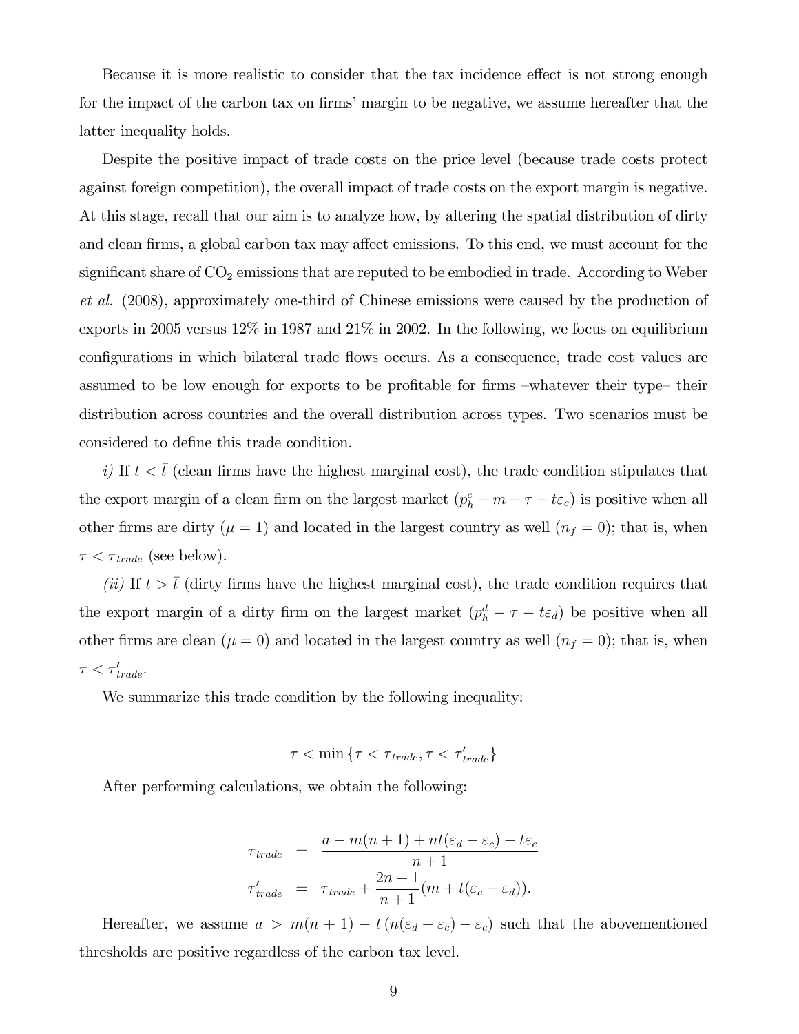Because it is more realistic to consider that the tax incidence effect is not strong enough for the impact of the carbon tax on firms' margin to be negative, we assume hereafter that the latter inequality holds.

Despite the positive impact of trade costs on the price level (because trade costs protect against foreign competition), the overall impact of trade costs on the export margin is negative. At this stage, recall that our aim is to analyze how, by altering the spatial distribution of dirty and clean firms, a global carbon tax may affect emissions. To this end, we must account for the significant share of $CO_2$ emissions that are reputed to be embodied in trade. According to Weber *et al.* (2008), approximately one-third of Chinese emissions were caused by the production of exports in 2005 versus 12% in 1987 and 21% in 2002. In the following, we focus on equilibrium configurations in which bilateral trade flows occurs. As a consequence, trade cost values are assumed to be low enough for exports to be profitable for firms –whatever their type– their distribution across countries and the overall distribution across types. Two scenarios must be considered to define this trade condition.

*i)* If $t < \bar{t}$ (clean firms have the highest marginal cost), the trade condition stipulates that the export margin of a clean firm on the largest market ($p_h^c - m - \tau - t\varepsilon_c$) is positive when all other firms are dirty ($\mu = 1$) and located in the largest country as well ($n_f = 0$); that is, when $\tau < \tau_{trade}$ (see below).

*(ii)* If $t > \bar{t}$ (dirty firms have the highest marginal cost), the trade condition requires that the export margin of a dirty firm on the largest market ($p_h^d - \tau - t\varepsilon_d$) be positive when all other firms are clean ($\mu = 0$) and located in the largest country as well ($n_f = 0$); that is, when $\tau < \tau'_{trade}$.

We summarize this trade condition by the following inequality:

$$\tau < \min \{ \tau < \tau_{trade}, \tau < \tau'_{trade} \}$$

After performing calculations, we obtain the following:

$$\begin{aligned}
\tau_{trade} &= \frac{a - m(n+1) + nt(\varepsilon_d - \varepsilon_c) - t\varepsilon_c}{n+1} \\
\tau'_{trade} &= \tau_{trade} + \frac{2n+1}{n+1}(m + t(\varepsilon_c - \varepsilon_d)).
\end{aligned}$$

Hereafter, we assume $a > m(n+1) - t\,(n(\varepsilon_d - \varepsilon_c) - \varepsilon_c)$ such that the abovementioned thresholds are positive regardless of the carbon tax level.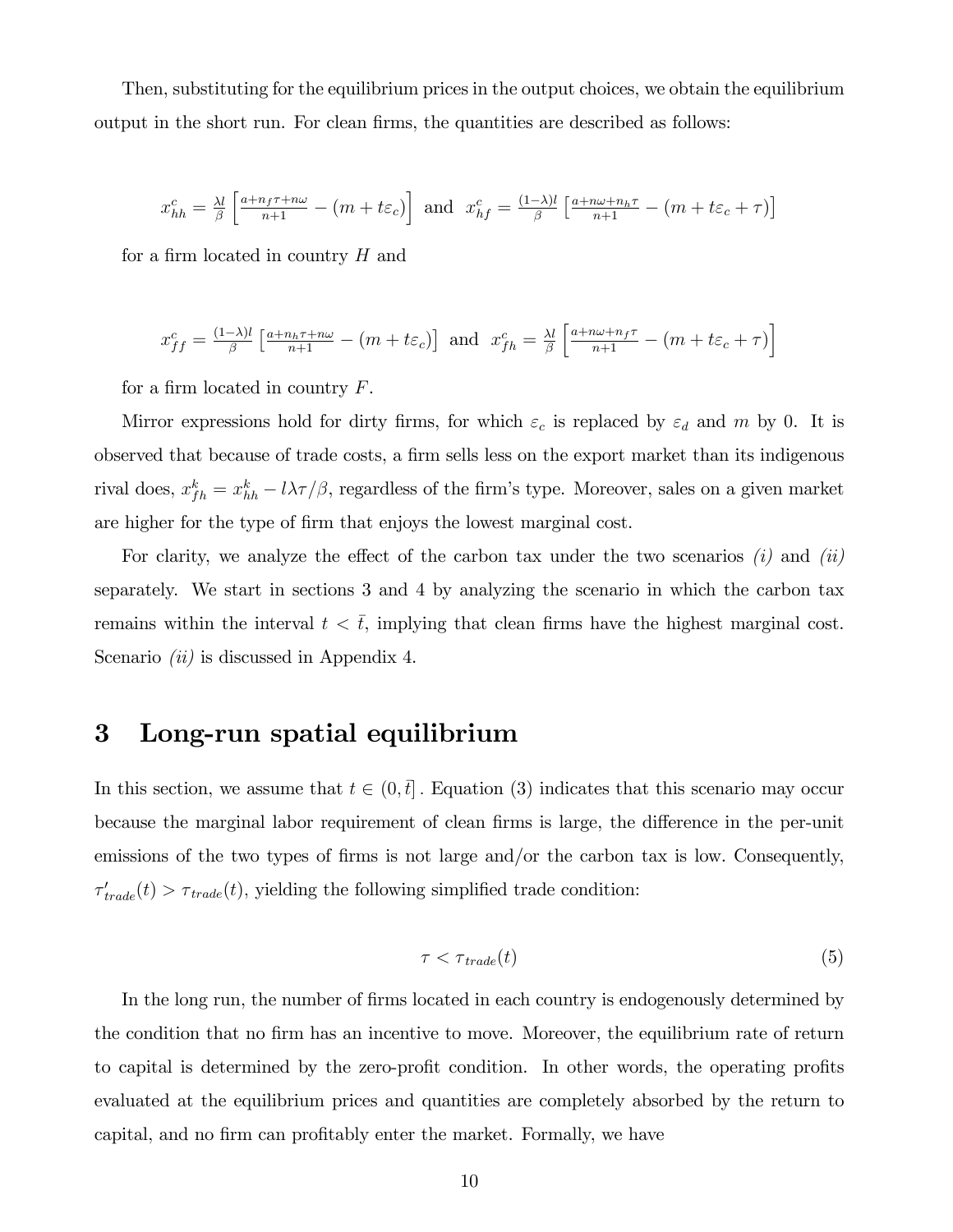Then, substituting for the equilibrium prices in the output choices, we obtain the equilibrium output in the short run. For clean firms, the quantities are described as follows:

$$x_{hh}^{c} = \frac{\lambda l}{\beta}\left[\frac{a+n_f\tau+n\omega}{n+1} - (m+t\varepsilon_c)\right] \text{ and } x_{hf}^{c} = \frac{(1-\lambda)l}{\beta}\left[\frac{a+n\omega+n_h\tau}{n+1} - (m+t\varepsilon_c+\tau)\right]$$

for a firm located in country $H$ and

$$x_{ff}^{c} = \frac{(1-\lambda)l}{\beta}\left[\frac{a+n_h\tau+n\omega}{n+1} - (m+t\varepsilon_c)\right] \text{ and } x_{fh}^{c} = \frac{\lambda l}{\beta}\left[\frac{a+n\omega+n_f\tau}{n+1} - (m+t\varepsilon_c+\tau)\right]$$

for a firm located in country $F$.

Mirror expressions hold for dirty firms, for which $\varepsilon_c$ is replaced by $\varepsilon_d$ and $m$ by 0. It is observed that because of trade costs, a firm sells less on the export market than its indigenous rival does, $x_{fh}^{k} = x_{hh}^{k} - l\lambda\tau/\beta$, regardless of the firm's type. Moreover, sales on a given market are higher for the type of firm that enjoys the lowest marginal cost.

For clarity, we analyze the effect of the carbon tax under the two scenarios *(i)* and *(ii)* separately. We start in sections 3 and 4 by analyzing the scenario in which the carbon tax remains within the interval $t < \bar{t}$, implying that clean firms have the highest marginal cost. Scenario *(ii)* is discussed in Appendix 4.

# 3 Long-run spatial equilibrium

In this section, we assume that $t \in (0, \bar{t}]$. Equation (3) indicates that this scenario may occur because the marginal labor requirement of clean firms is large, the difference in the per-unit emissions of the two types of firms is not large and/or the carbon tax is low. Consequently, $\tau'_{trade}(t) > \tau_{trade}(t)$, yielding the following simplified trade condition:

$$\tau < \tau_{trade}(t) \tag{5}$$

In the long run, the number of firms located in each country is endogenously determined by the condition that no firm has an incentive to move. Moreover, the equilibrium rate of return to capital is determined by the zero-profit condition. In other words, the operating profits evaluated at the equilibrium prices and quantities are completely absorbed by the return to capital, and no firm can profitably enter the market. Formally, we have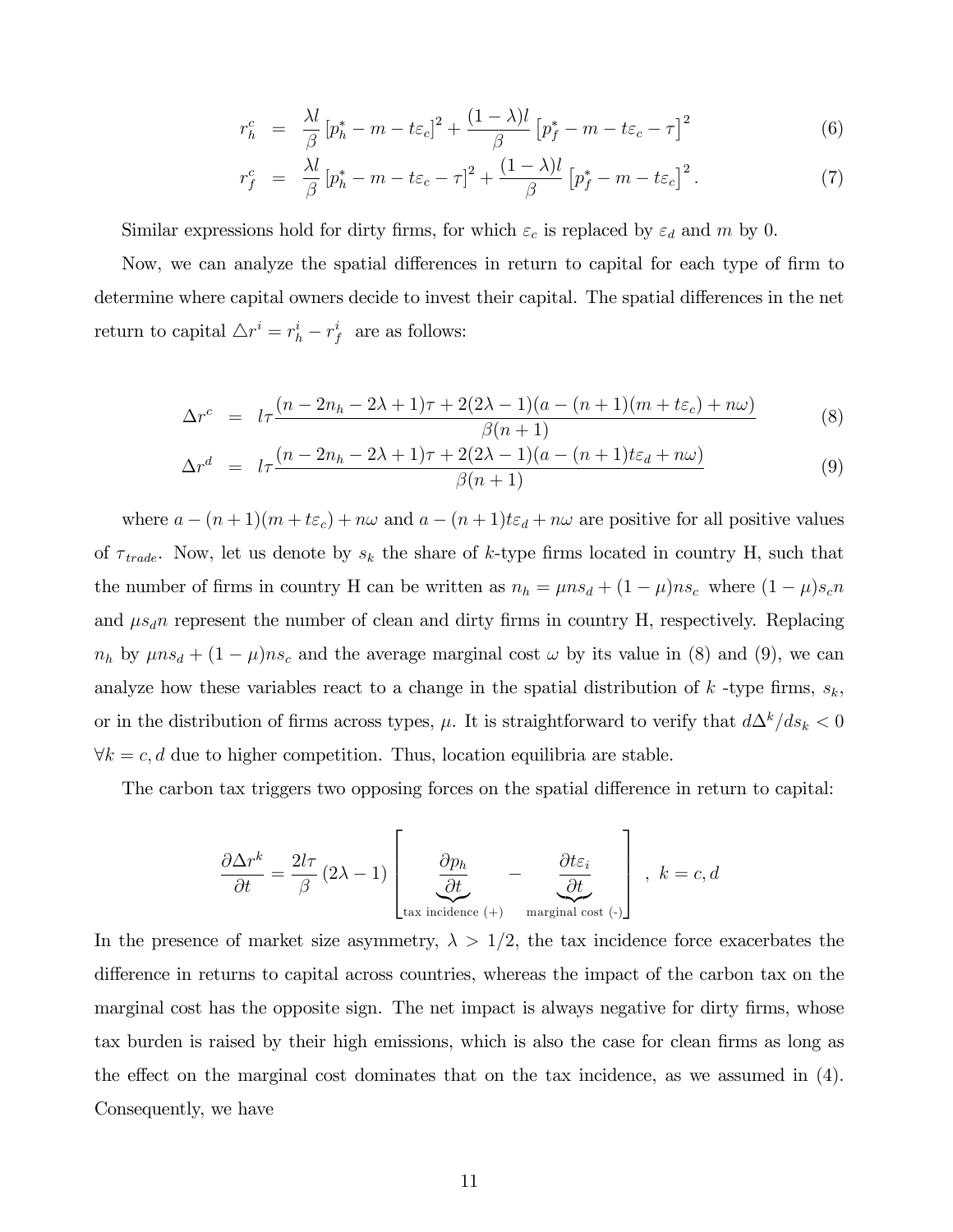$$
\begin{aligned}
r_h^c &= \frac{\lambda l}{\beta}\left[p_h^* - m - t\varepsilon_c\right]^2 + \frac{(1-\lambda)l}{\beta}\left[p_f^* - m - t\varepsilon_c - \tau\right]^2 &\quad (6)\\
r_f^c &= \frac{\lambda l}{\beta}\left[p_h^* - m - t\varepsilon_c - \tau\right]^2 + \frac{(1-\lambda)l}{\beta}\left[p_f^* - m - t\varepsilon_c\right]^2. &\quad (7)
\end{aligned}
$$

Similar expressions hold for dirty firms, for which $\varepsilon_c$ is replaced by $\varepsilon_d$ and $m$ by 0.

Now, we can analyze the spatial differences in return to capital for each type of firm to determine where capital owners decide to invest their capital. The spatial differences in the net return to capital $\triangle r^i = r_h^i - r_f^i$ are as follows:

$$
\begin{aligned}
\Delta r^c &= l\tau \frac{(n - 2n_h - 2\lambda + 1)\tau + 2(2\lambda - 1)(a - (n+1)(m + t\varepsilon_c) + n\omega)}{\beta(n+1)} &\quad (8)\\
\Delta r^d &= l\tau \frac{(n - 2n_h - 2\lambda + 1)\tau + 2(2\lambda - 1)(a - (n+1)t\varepsilon_d + n\omega)}{\beta(n+1)} &\quad (9)
\end{aligned}
$$

where $a - (n+1)(m + t\varepsilon_c) + n\omega$ and $a - (n+1)t\varepsilon_d + n\omega$ are positive for all positive values of $\tau_{trade}$. Now, let us denote by $s_k$ the share of $k$-type firms located in country H, such that the number of firms in country H can be written as $n_h = \mu n s_d + (1-\mu)n s_c$ where $(1-\mu)s_c n$ and $\mu s_d n$ represent the number of clean and dirty firms in country H, respectively. Replacing $n_h$ by $\mu n s_d + (1-\mu)n s_c$ and the average marginal cost $\omega$ by its value in (8) and (9), we can analyze how these variables react to a change in the spatial distribution of $k$ -type firms, $s_k$, or in the distribution of firms across types, $\mu$. It is straightforward to verify that $d\Delta^k/ds_k < 0$ $\forall k = c, d$ due to higher competition. Thus, location equilibria are stable.

The carbon tax triggers two opposing forces on the spatial difference in return to capital:

$$
\frac{\partial \Delta r^k}{\partial t} = \frac{2l\tau}{\beta}(2\lambda - 1)\left[\underbrace{\frac{\partial p_h}{\partial t}}_{\text{tax incidence }(+)} - \underbrace{\frac{\partial t\varepsilon_i}{\partial t}}_{\text{marginal cost }(-)}\right], \ k = c, d
$$

In the presence of market size asymmetry, $\lambda > 1/2$, the tax incidence force exacerbates the difference in returns to capital across countries, whereas the impact of the carbon tax on the marginal cost has the opposite sign. The net impact is always negative for dirty firms, whose tax burden is raised by their high emissions, which is also the case for clean firms as long as the effect on the marginal cost dominates that on the tax incidence, as we assumed in (4). Consequently, we have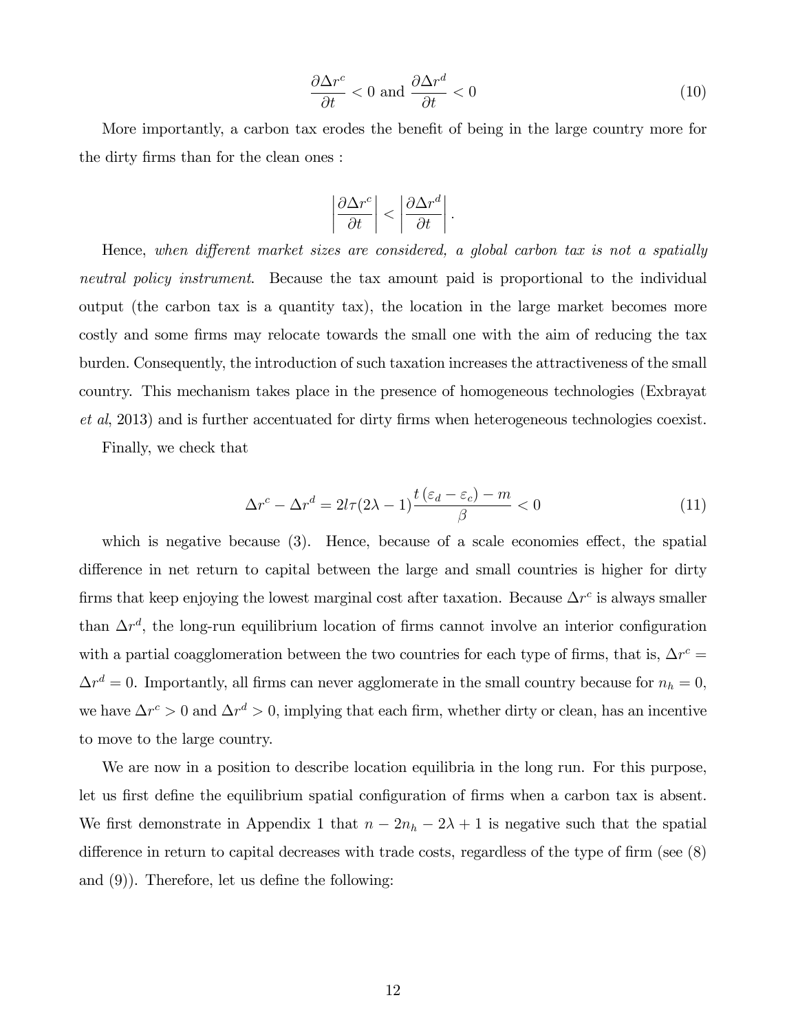$$\frac{\partial \Delta r^c}{\partial t} < 0 \text{ and } \frac{\partial \Delta r^d}{\partial t} < 0 \tag{10}$$

More importantly, a carbon tax erodes the benefit of being in the large country more for the dirty firms than for the clean ones :

$$\left| \frac{\partial \Delta r^c}{\partial t} \right| < \left| \frac{\partial \Delta r^d}{\partial t} \right|.$$

Hence, *when different market sizes are considered, a global carbon tax is not a spatially neutral policy instrument*. Because the tax amount paid is proportional to the individual output (the carbon tax is a quantity tax), the location in the large market becomes more costly and some firms may relocate towards the small one with the aim of reducing the tax burden. Consequently, the introduction of such taxation increases the attractiveness of the small country. This mechanism takes place in the presence of homogeneous technologies (Exbrayat *et al*, 2013) and is further accentuated for dirty firms when heterogeneous technologies coexist.

Finally, we check that

$$\Delta r^c - \Delta r^d = 2l\tau(2\lambda - 1)\frac{t(\varepsilon_d - \varepsilon_c) - m}{\beta} < 0 \tag{11}$$

which is negative because (3). Hence, because of a scale economies effect, the spatial difference in net return to capital between the large and small countries is higher for dirty firms that keep enjoying the lowest marginal cost after taxation. Because $\Delta r^c$ is always smaller than $\Delta r^d$, the long-run equilibrium location of firms cannot involve an interior configuration with a partial coagglomeration between the two countries for each type of firms, that is, $\Delta r^c = \Delta r^d = 0$. Importantly, all firms can never agglomerate in the small country because for $n_h = 0$, we have $\Delta r^c > 0$ and $\Delta r^d > 0$, implying that each firm, whether dirty or clean, has an incentive to move to the large country.

We are now in a position to describe location equilibria in the long run. For this purpose, let us first define the equilibrium spatial configuration of firms when a carbon tax is absent. We first demonstrate in Appendix 1 that $n - 2n_h - 2\lambda + 1$ is negative such that the spatial difference in return to capital decreases with trade costs, regardless of the type of firm (see (8) and (9)). Therefore, let us define the following: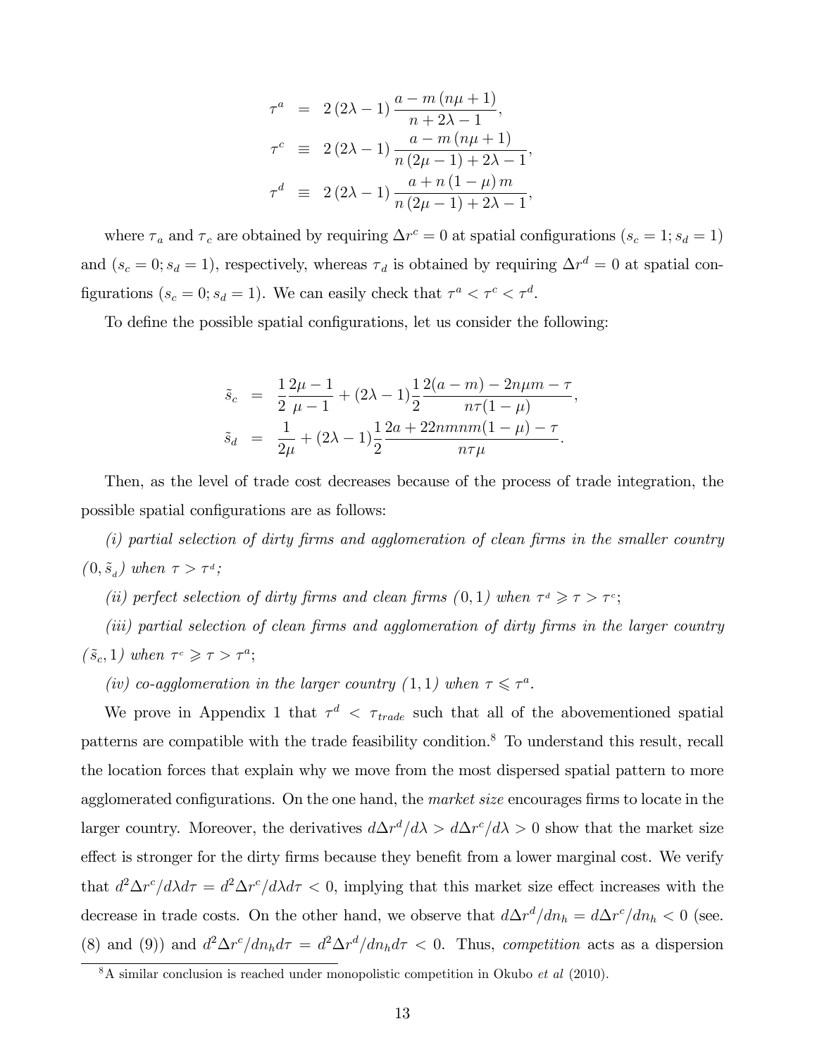$$
\begin{aligned}
\tau^{a} &= 2\left(2\lambda - 1\right)\frac{a - m\left(n\mu + 1\right)}{n + 2\lambda - 1}, \\
\tau^{c} &\equiv 2\left(2\lambda - 1\right)\frac{a - m\left(n\mu + 1\right)}{n\left(2\mu - 1\right) + 2\lambda - 1}, \\
\tau^{d} &\equiv 2\left(2\lambda - 1\right)\frac{a + n\left(1 - \mu\right)m}{n\left(2\mu - 1\right) + 2\lambda - 1},
\end{aligned}
$$

where $\tau_a$ and $\tau_c$ are obtained by requiring $\Delta r^c = 0$ at spatial configurations $(s_c = 1; s_d = 1)$ and $(s_c = 0; s_d = 1)$, respectively, whereas $\tau_d$ is obtained by requiring $\Delta r^d = 0$ at spatial configurations $(s_c = 0; s_d = 1)$. We can easily check that $\tau^a < \tau^c < \tau^d$.

To define the possible spatial configurations, let us consider the following:

$$
\begin{aligned}
\tilde{s}_c &= \frac{1}{2}\frac{2\mu - 1}{\mu - 1} + (2\lambda - 1)\frac{1}{2}\frac{2(a - m) - 2n\mu m - \tau}{n\tau(1 - \mu)}, \\
\tilde{s}_d &= \frac{1}{2\mu} + (2\lambda - 1)\frac{1}{2}\frac{2a + 22nmnm(1 - \mu) - \tau}{n\tau\mu}.
\end{aligned}
$$

Then, as the level of trade cost decreases because of the process of trade integration, the possible spatial configurations are as follows:

*(i) partial selection of dirty firms and agglomeration of clean firms in the smaller country* $(0, \tilde{s}_d)$ *when* $\tau > \tau^d$*;*

*(ii) perfect selection of dirty firms and clean firms* $(0, 1)$ *when* $\tau^d \geqslant \tau > \tau^c$*;*

*(iii) partial selection of clean firms and agglomeration of dirty firms in the larger country* $(\tilde{s}_c, 1)$ *when* $\tau^c \geqslant \tau > \tau^a$*;*

*(iv) co-agglomeration in the larger country* $(1, 1)$ *when* $\tau \leqslant \tau^a$*.*

We prove in Appendix 1 that $\tau^d < \tau_{trade}$ such that all of the abovementioned spatial patterns are compatible with the trade feasibility condition.[8] To understand this result, recall the location forces that explain why we move from the most dispersed spatial pattern to more agglomerated configurations. On the one hand, the *market size* encourages firms to locate in the larger country. Moreover, the derivatives $d\Delta r^d/d\lambda > d\Delta r^c/d\lambda > 0$ show that the market size effect is stronger for the dirty firms because they benefit from a lower marginal cost. We verify that $d^2\Delta r^c/d\lambda d\tau = d^2\Delta r^c/d\lambda d\tau < 0$, implying that this market size effect increases with the decrease in trade costs. On the other hand, we observe that $d\Delta r^d/dn_h = d\Delta r^c/dn_h < 0$ (see. (8) and (9)) and $d^2\Delta r^c/dn_h d\tau = d^2\Delta r^d/dn_h d\tau < 0$. Thus, *competition* acts as a dispersion

[8] A similar conclusion is reached under monopolistic competition in Okubo *et al* (2010).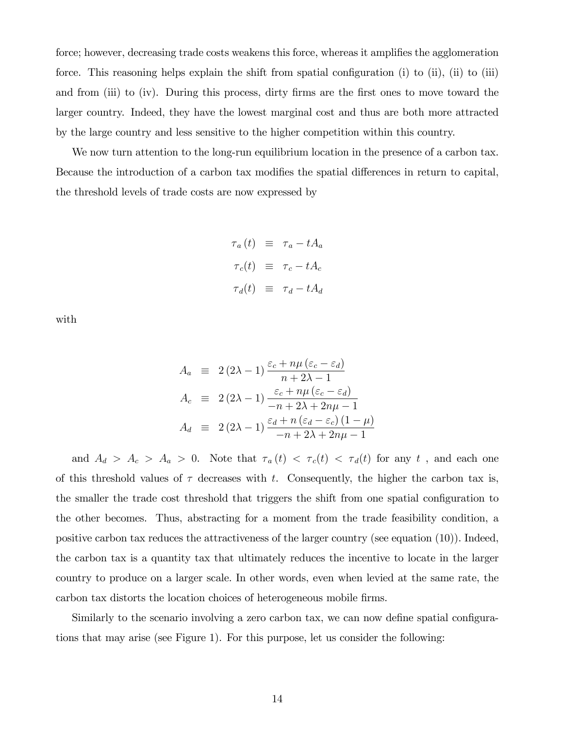force; however, decreasing trade costs weakens this force, whereas it amplifies the agglomeration force. This reasoning helps explain the shift from spatial configuration (i) to (ii), (ii) to (iii) and from (iii) to (iv). During this process, dirty firms are the first ones to move toward the larger country. Indeed, they have the lowest marginal cost and thus are both more attracted by the large country and less sensitive to the higher competition within this country.

We now turn attention to the long-run equilibrium location in the presence of a carbon tax. Because the introduction of a carbon tax modifies the spatial differences in return to capital, the threshold levels of trade costs are now expressed by

$$
\begin{aligned}
\tau_a(t) &\equiv \tau_a - tA_a \\
\tau_c(t) &\equiv \tau_c - tA_c \\
\tau_d(t) &\equiv \tau_d - tA_d
\end{aligned}
$$

with

$$
\begin{aligned}
A_a &\equiv 2(2\lambda - 1)\frac{\varepsilon_c + n\mu(\varepsilon_c - \varepsilon_d)}{n + 2\lambda - 1} \\
A_c &\equiv 2(2\lambda - 1)\frac{\varepsilon_c + n\mu(\varepsilon_c - \varepsilon_d)}{-n + 2\lambda + 2n\mu - 1} \\
A_d &\equiv 2(2\lambda - 1)\frac{\varepsilon_d + n(\varepsilon_d - \varepsilon_c)(1 - \mu)}{-n + 2\lambda + 2n\mu - 1}
\end{aligned}
$$

and $A_d > A_c > A_a > 0$. Note that $\tau_a(t) < \tau_c(t) < \tau_d(t)$ for any $t$ , and each one of this threshold values of $\tau$ decreases with $t$. Consequently, the higher the carbon tax is, the smaller the trade cost threshold that triggers the shift from one spatial configuration to the other becomes. Thus, abstracting for a moment from the trade feasibility condition, a positive carbon tax reduces the attractiveness of the larger country (see equation (10)). Indeed, the carbon tax is a quantity tax that ultimately reduces the incentive to locate in the larger country to produce on a larger scale. In other words, even when levied at the same rate, the carbon tax distorts the location choices of heterogeneous mobile firms.

Similarly to the scenario involving a zero carbon tax, we can now define spatial configurations that may arise (see Figure 1). For this purpose, let us consider the following: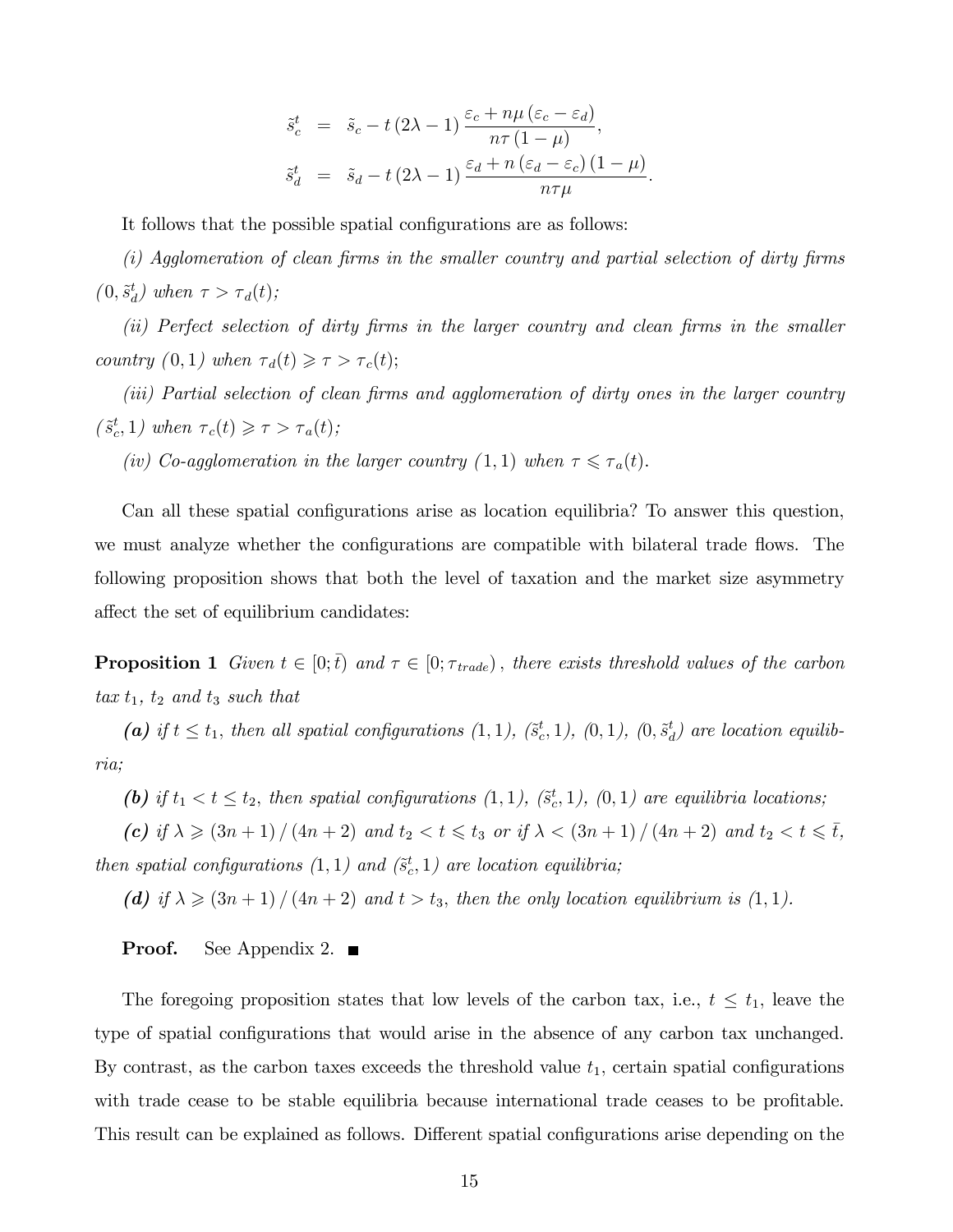$$
\begin{aligned}
\tilde{s}_c^t &= \tilde{s}_c - t\,(2\lambda - 1)\,\frac{\varepsilon_c + n\mu\,(\varepsilon_c - \varepsilon_d)}{n\tau\,(1-\mu)}, \\
\tilde{s}_d^t &= \tilde{s}_d - t\,(2\lambda - 1)\,\frac{\varepsilon_d + n\,(\varepsilon_d - \varepsilon_c)\,(1-\mu)}{n\tau\mu}.
\end{aligned}
$$

It follows that the possible spatial configurations are as follows:

*(i) Agglomeration of clean firms in the smaller country and partial selection of dirty firms* $(0, \tilde{s}_d^t)$ *when* $\tau > \tau_d(t)$*;*

*(ii) Perfect selection of dirty firms in the larger country and clean firms in the smaller country* $(0, 1)$ *when* $\tau_d(t) \geqslant \tau > \tau_c(t)$*;*

*(iii) Partial selection of clean firms and agglomeration of dirty ones in the larger country* $(\tilde{s}_c^t, 1)$ *when* $\tau_c(t) \geqslant \tau > \tau_a(t)$*;*

*(iv) Co-agglomeration in the larger country* $(1, 1)$ *when* $\tau \leqslant \tau_a(t)$*.*

Can all these spatial configurations arise as location equilibria? To answer this question, we must analyze whether the configurations are compatible with bilateral trade flows. The following proposition shows that both the level of taxation and the market size asymmetry affect the set of equilibrium candidates:

**Proposition 1** *Given* $t \in [0; \bar{t})$ *and* $\tau \in [0; \tau_{trade})$ *, there exists threshold values of the carbon tax* $t_1$*,* $t_2$ *and* $t_3$ *such that*

***(a)*** *if* $t \leq t_1$*, then all spatial configurations* $(1, 1)$*,* $(\tilde{s}_c^t, 1)$*,* $(0, 1)$*,* $(0, \tilde{s}_d^t)$ *are location equilibria;*

***(b)*** *if* $t_1 < t \leq t_2$*, then spatial configurations* $(1, 1)$*,* $(\tilde{s}_c^t, 1)$*,* $(0, 1)$ *are equilibria locations;*

***(c)*** *if* $\lambda \geqslant (3n+1)/(4n+2)$ *and* $t_2 < t \leqslant t_3$ *or if* $\lambda < (3n+1)/(4n+2)$ *and* $t_2 < t \leqslant \bar{t}$*, then spatial configurations* $(1, 1)$ *and* $(\tilde{s}_c^t, 1)$ *are location equilibria;*

***(d)*** *if* $\lambda \geqslant (3n+1)/(4n+2)$ *and* $t > t_3$*, then the only location equilibrium is* $(1, 1)$*.*

**Proof.** See Appendix 2. ∎

The foregoing proposition states that low levels of the carbon tax, i.e., $t \leq t_1$, leave the type of spatial configurations that would arise in the absence of any carbon tax unchanged. By contrast, as the carbon taxes exceeds the threshold value $t_1$, certain spatial configurations with trade cease to be stable equilibria because international trade ceases to be profitable. This result can be explained as follows. Different spatial configurations arise depending on the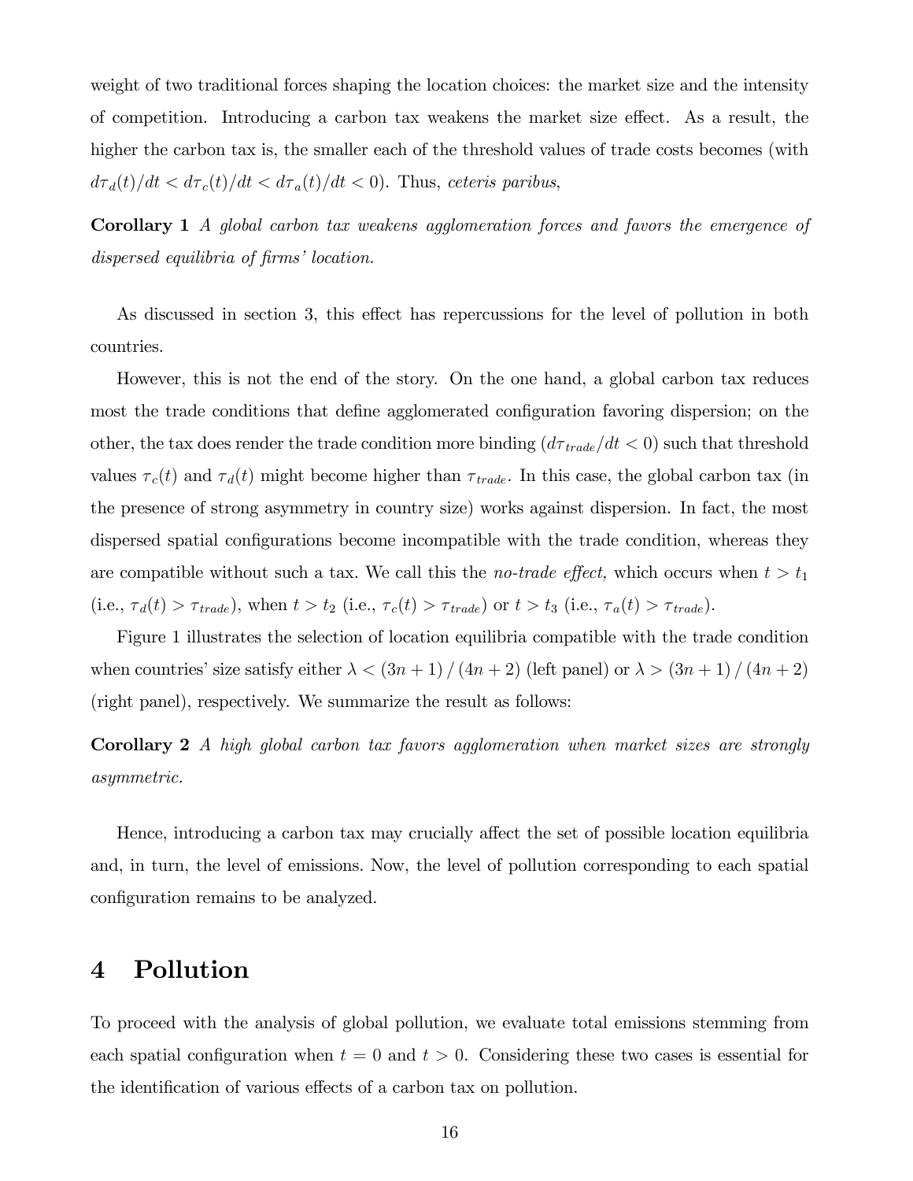weight of two traditional forces shaping the location choices: the market size and the intensity of competition. Introducing a carbon tax weakens the market size effect. As a result, the higher the carbon tax is, the smaller each of the threshold values of trade costs becomes (with $d\tau_d(t)/dt < d\tau_c(t)/dt < d\tau_a(t)/dt < 0$). Thus, *ceteris paribus,*

**Corollary 1** *A global carbon tax weakens agglomeration forces and favors the emergence of dispersed equilibria of firms' location.*

As discussed in section 3, this effect has repercussions for the level of pollution in both countries.

However, this is not the end of the story. On the one hand, a global carbon tax reduces most the trade conditions that define agglomerated configuration favoring dispersion; on the other, the tax does render the trade condition more binding ($d\tau_{trade}/dt < 0$) such that threshold values $\tau_c(t)$ and $\tau_d(t)$ might become higher than $\tau_{trade}$. In this case, the global carbon tax (in the presence of strong asymmetry in country size) works against dispersion. In fact, the most dispersed spatial configurations become incompatible with the trade condition, whereas they are compatible without such a tax. We call this the *no-trade effect,* which occurs when $t > t_1$ (i.e., $\tau_d(t) > \tau_{trade}$), when $t > t_2$ (i.e., $\tau_c(t) > \tau_{trade}$) or $t > t_3$ (i.e., $\tau_a(t) > \tau_{trade}$).

Figure 1 illustrates the selection of location equilibria compatible with the trade condition when countries' size satisfy either $\lambda < (3n + 1) / (4n + 2)$ (left panel) or $\lambda > (3n + 1) / (4n + 2)$ (right panel), respectively. We summarize the result as follows:

**Corollary 2** *A high global carbon tax favors agglomeration when market sizes are strongly asymmetric.*

Hence, introducing a carbon tax may crucially affect the set of possible location equilibria and, in turn, the level of emissions. Now, the level of pollution corresponding to each spatial configuration remains to be analyzed.

# 4 Pollution

To proceed with the analysis of global pollution, we evaluate total emissions stemming from each spatial configuration when $t = 0$ and $t > 0$. Considering these two cases is essential for the identification of various effects of a carbon tax on pollution.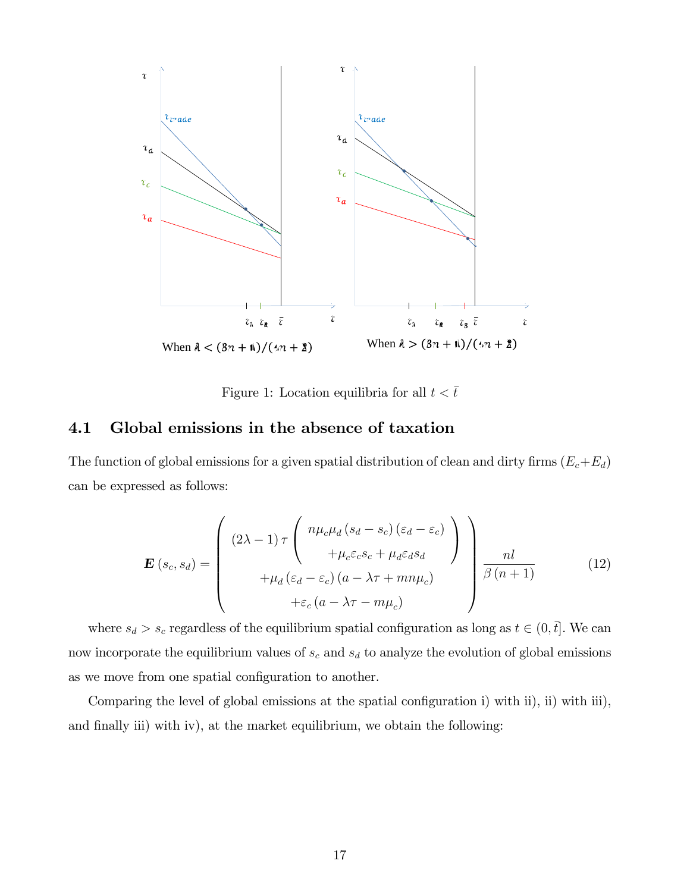Figure 1: Location equilibria for all $t < \bar{t}$

## 4.1 Global emissions in the absence of taxation

The function of global emissions for a given spatial distribution of clean and dirty firms $(E_c + E_d)$ can be expressed as follows:

$$
\boldsymbol{E}(s_c, s_d) = \left( \begin{array}{c} (2\lambda - 1)\,\tau \left( \begin{array}{c} n\mu_c\mu_d (s_d - s_c)(\varepsilon_d - \varepsilon_c) \\ +\mu_c\varepsilon_c s_c + \mu_d\varepsilon_d s_d \end{array} \right) \\ +\mu_d (\varepsilon_d - \varepsilon_c)(a - \lambda\tau + mn\mu_c) \\ +\varepsilon_c (a - \lambda\tau - m\mu_c) \end{array} \right) \frac{nl}{\beta(n+1)} \tag{12}
$$

where $s_d > s_c$ regardless of the equilibrium spatial configuration as long as $t \in (0, \bar{t}]$. We can now incorporate the equilibrium values of $s_c$ and $s_d$ to analyze the evolution of global emissions as we move from one spatial configuration to another.

Comparing the level of global emissions at the spatial configuration i) with ii), ii) with iii), and finally iii) with iv), at the market equilibrium, we obtain the following: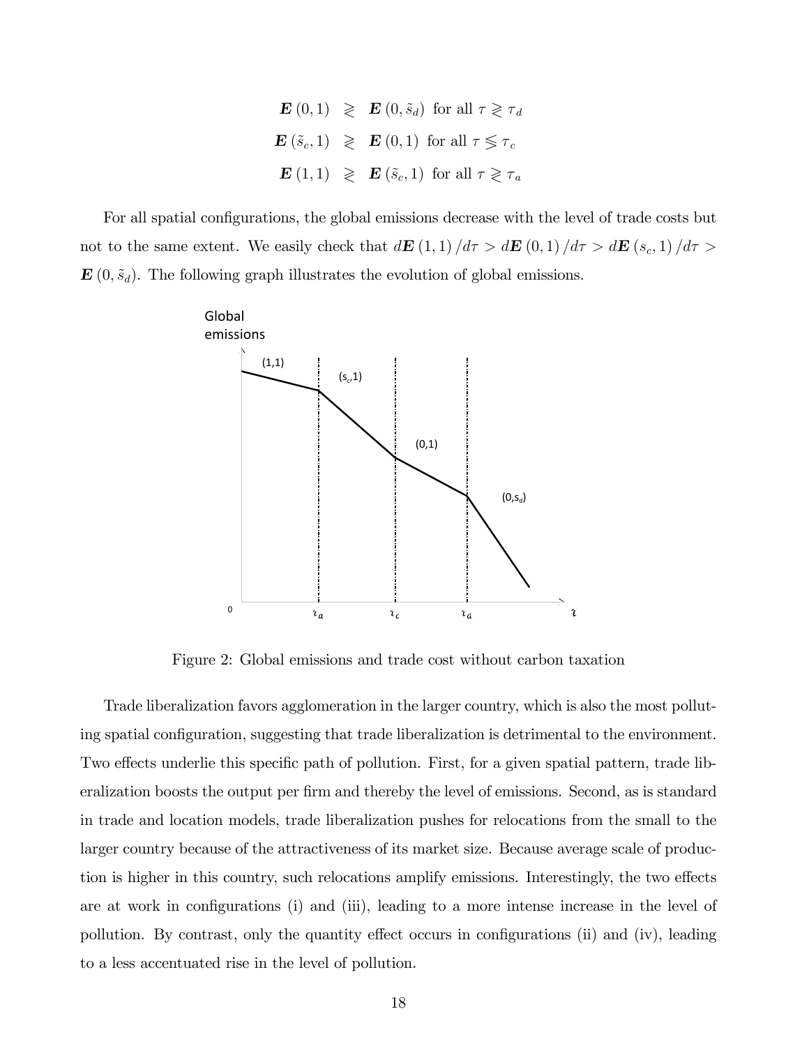$$\boldsymbol{E}(0,1) \gtreqless \boldsymbol{E}(0,\tilde{s}_d) \text{ for all } \tau \gtreqless \tau_d$$

$$\boldsymbol{E}(\tilde{s}_c,1) \gtreqless \boldsymbol{E}(0,1) \text{ for all } \tau \lesseqgtr \tau_c$$

$$\boldsymbol{E}(1,1) \gtreqless \boldsymbol{E}(\tilde{s}_c,1) \text{ for all } \tau \gtreqless \tau_a$$

For all spatial configurations, the global emissions decrease with the level of trade costs but not to the same extent. We easily check that $d\boldsymbol{E}(1,1)/d\tau > d\boldsymbol{E}(0,1)/d\tau > d\boldsymbol{E}(s_c,1)/d\tau > \boldsymbol{E}(0,\tilde{s}_d)$. The following graph illustrates the evolution of global emissions.

Figure 2: Global emissions and trade cost without carbon taxation

Trade liberalization favors agglomeration in the larger country, which is also the most polluting spatial configuration, suggesting that trade liberalization is detrimental to the environment. Two effects underlie this specific path of pollution. First, for a given spatial pattern, trade liberalization boosts the output per firm and thereby the level of emissions. Second, as is standard in trade and location models, trade liberalization pushes for relocations from the small to the larger country because of the attractiveness of its market size. Because average scale of production is higher in this country, such relocations amplify emissions. Interestingly, the two effects are at work in configurations (i) and (iii), leading to a more intense increase in the level of pollution. By contrast, only the quantity effect occurs in configurations (ii) and (iv), leading to a less accentuated rise in the level of pollution.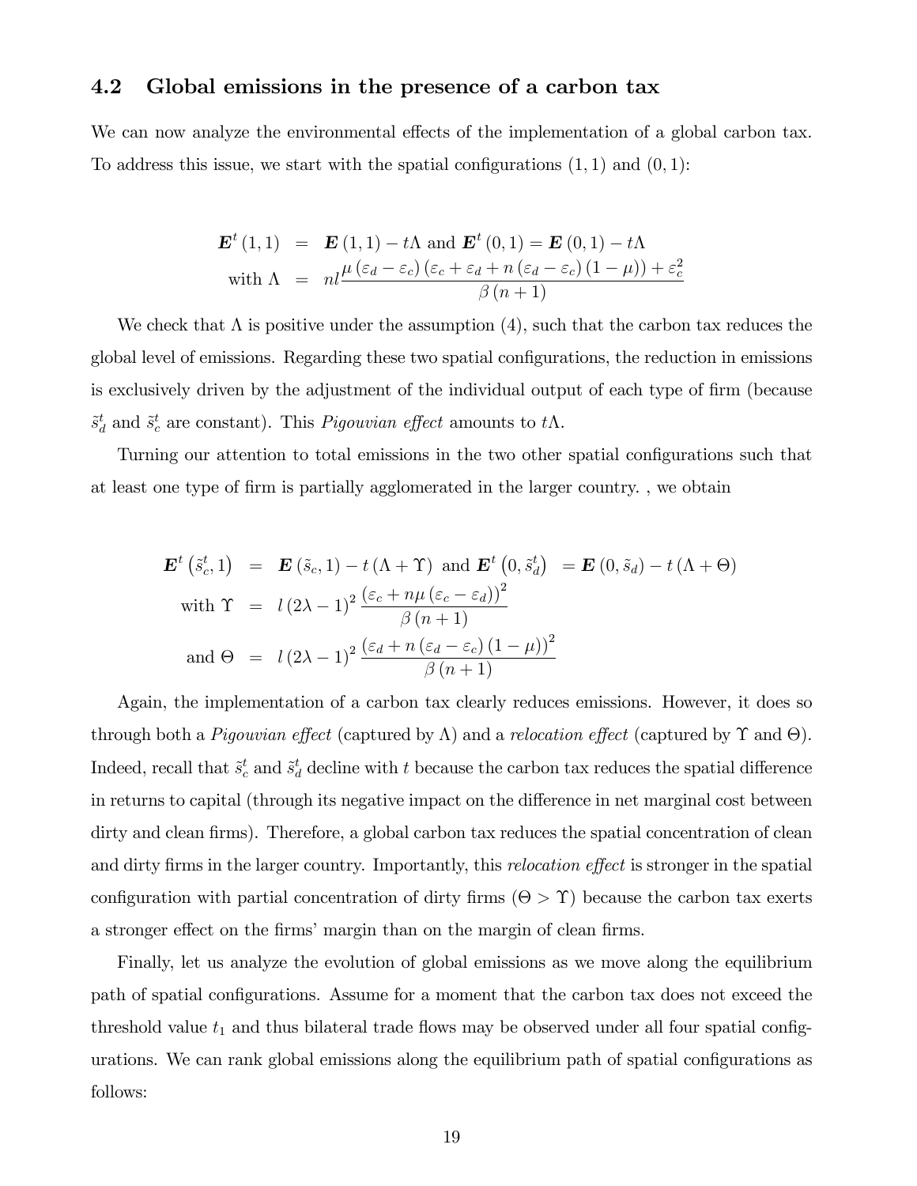### 4.2 Global emissions in the presence of a carbon tax

We can now analyze the environmental effects of the implementation of a global carbon tax. To address this issue, we start with the spatial configurations $(1, 1)$ and $(0, 1)$:

$$
\begin{aligned}
\boldsymbol{E}^t(1,1) &= \boldsymbol{E}(1,1) - t\Lambda \text{ and } \boldsymbol{E}^t(0,1) = \boldsymbol{E}(0,1) - t\Lambda \\
\text{with } \Lambda &= nl\frac{\mu(\varepsilon_d - \varepsilon_c)(\varepsilon_c + \varepsilon_d + n(\varepsilon_d - \varepsilon_c)(1-\mu)) + \varepsilon_c^2}{\beta(n+1)}
\end{aligned}
$$

We check that $\Lambda$ is positive under the assumption (4), such that the carbon tax reduces the global level of emissions. Regarding these two spatial configurations, the reduction in emissions is exclusively driven by the adjustment of the individual output of each type of firm (because $\tilde{s}_d^t$ and $\tilde{s}_c^t$ are constant). This *Pigouvian effect* amounts to $t\Lambda$.

Turning our attention to total emissions in the two other spatial configurations such that at least one type of firm is partially agglomerated in the larger country. , we obtain

$$
\begin{aligned}
\boldsymbol{E}^t\left(\tilde{s}_c^t, 1\right) &= \boldsymbol{E}(\tilde{s}_c, 1) - t(\Lambda + \Upsilon) \text{ and } \boldsymbol{E}^t\left(0, \tilde{s}_d^t\right) = \boldsymbol{E}(0, \tilde{s}_d) - t(\Lambda + \Theta) \\
\text{with } \Upsilon &= l(2\lambda - 1)^2 \frac{(\varepsilon_c + n\mu(\varepsilon_c - \varepsilon_d))^2}{\beta(n+1)} \\
\text{and } \Theta &= l(2\lambda - 1)^2 \frac{(\varepsilon_d + n(\varepsilon_d - \varepsilon_c)(1-\mu))^2}{\beta(n+1)}
\end{aligned}
$$

Again, the implementation of a carbon tax clearly reduces emissions. However, it does so through both a *Pigouvian effect* (captured by $\Lambda$) and a *relocation effect* (captured by $\Upsilon$ and $\Theta$). Indeed, recall that $\tilde{s}_c^t$ and $\tilde{s}_d^t$ decline with $t$ because the carbon tax reduces the spatial difference in returns to capital (through its negative impact on the difference in net marginal cost between dirty and clean firms). Therefore, a global carbon tax reduces the spatial concentration of clean and dirty firms in the larger country. Importantly, this *relocation effect* is stronger in the spatial configuration with partial concentration of dirty firms ($\Theta > \Upsilon$) because the carbon tax exerts a stronger effect on the firms' margin than on the margin of clean firms.

Finally, let us analyze the evolution of global emissions as we move along the equilibrium path of spatial configurations. Assume for a moment that the carbon tax does not exceed the threshold value $t_1$ and thus bilateral trade flows may be observed under all four spatial configurations. We can rank global emissions along the equilibrium path of spatial configurations as follows: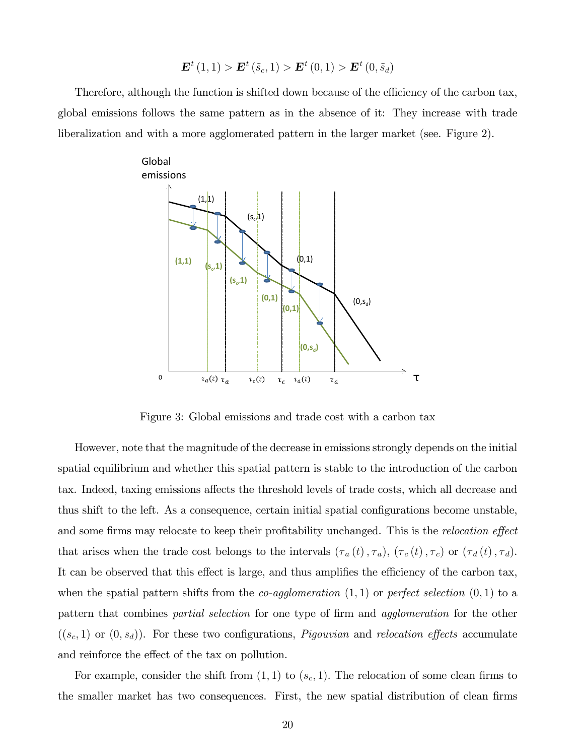$$\boldsymbol{E}^t(1,1) > \boldsymbol{E}^t(\tilde{s}_c, 1) > \boldsymbol{E}^t(0,1) > \boldsymbol{E}^t(0, \tilde{s}_d)$$

Therefore, although the function is shifted down because of the efficiency of the carbon tax, global emissions follows the same pattern as in the absence of it: They increase with trade liberalization and with a more agglomerated pattern in the larger market (see. Figure 2).

Figure 3: Global emissions and trade cost with a carbon tax

However, note that the magnitude of the decrease in emissions strongly depends on the initial spatial equilibrium and whether this spatial pattern is stable to the introduction of the carbon tax. Indeed, taxing emissions affects the threshold levels of trade costs, which all decrease and thus shift to the left. As a consequence, certain initial spatial configurations become unstable, and some firms may relocate to keep their profitability unchanged. This is the *relocation effect* that arises when the trade cost belongs to the intervals $(\tau_a(t), \tau_a)$, $(\tau_c(t), \tau_c)$ or $(\tau_d(t), \tau_d)$. It can be observed that this effect is large, and thus amplifies the efficiency of the carbon tax, when the spatial pattern shifts from the *co-agglomeration* $(1,1)$ or *perfect selection* $(0,1)$ to a pattern that combines *partial selection* for one type of firm and *agglomeration* for the other ($(s_c, 1)$ or $(0, s_d)$). For these two configurations, *Pigouvian* and *relocation effects* accumulate and reinforce the effect of the tax on pollution.

For example, consider the shift from $(1,1)$ to $(s_c, 1)$. The relocation of some clean firms to the smaller market has two consequences. First, the new spatial distribution of clean firms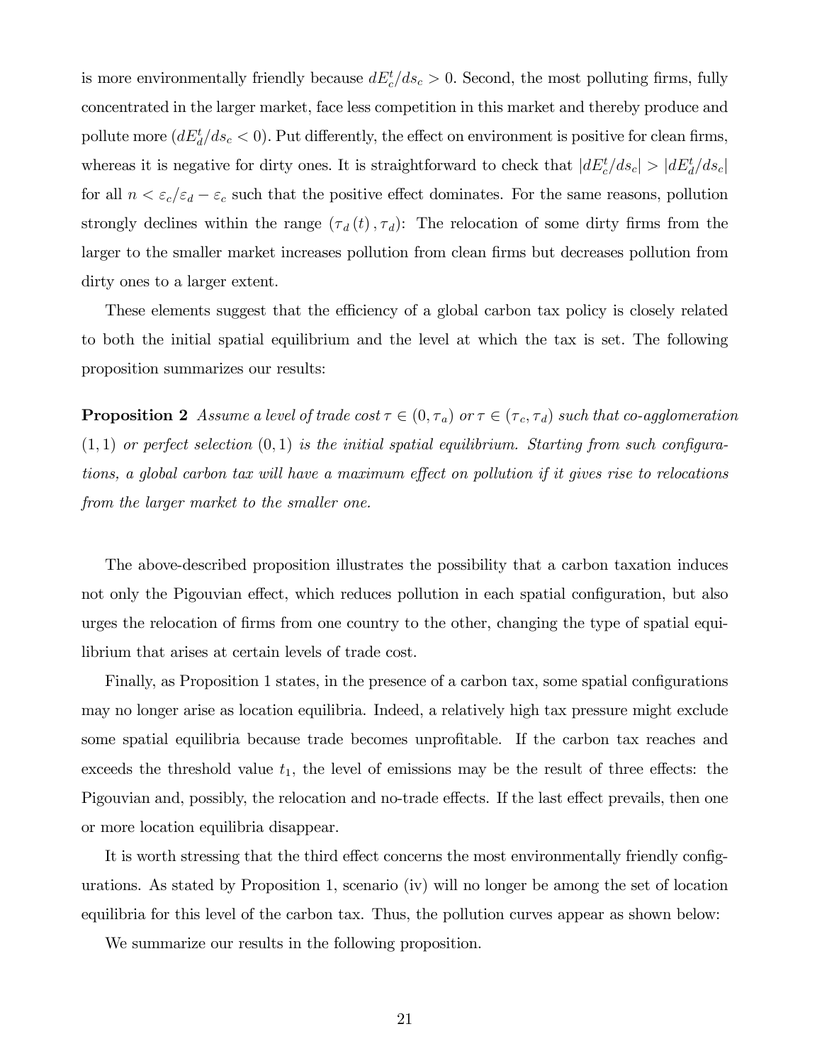is more environmentally friendly because $dE_c^t/ds_c > 0$. Second, the most polluting firms, fully concentrated in the larger market, face less competition in this market and thereby produce and pollute more ($dE_d^t/ds_c < 0$). Put differently, the effect on environment is positive for clean firms, whereas it is negative for dirty ones. It is straightforward to check that $|dE_c^t/ds_c| > |dE_d^t/ds_c|$ for all $n < \varepsilon_c/\varepsilon_d - \varepsilon_c$ such that the positive effect dominates. For the same reasons, pollution strongly declines within the range $(\tau_d(t), \tau_d)$: The relocation of some dirty firms from the larger to the smaller market increases pollution from clean firms but decreases pollution from dirty ones to a larger extent.

These elements suggest that the efficiency of a global carbon tax policy is closely related to both the initial spatial equilibrium and the level at which the tax is set. The following proposition summarizes our results:

**Proposition 2** *Assume a level of trade cost $\tau \in (0, \tau_a)$ or $\tau \in (\tau_c, \tau_d)$ such that co-agglomeration $(1, 1)$ or perfect selection $(0, 1)$ is the initial spatial equilibrium. Starting from such configurations, a global carbon tax will have a maximum effect on pollution if it gives rise to relocations from the larger market to the smaller one.*

The above-described proposition illustrates the possibility that a carbon taxation induces not only the Pigouvian effect, which reduces pollution in each spatial configuration, but also urges the relocation of firms from one country to the other, changing the type of spatial equilibrium that arises at certain levels of trade cost.

Finally, as Proposition 1 states, in the presence of a carbon tax, some spatial configurations may no longer arise as location equilibria. Indeed, a relatively high tax pressure might exclude some spatial equilibria because trade becomes unprofitable. If the carbon tax reaches and exceeds the threshold value $t_1$, the level of emissions may be the result of three effects: the Pigouvian and, possibly, the relocation and no-trade effects. If the last effect prevails, then one or more location equilibria disappear.

It is worth stressing that the third effect concerns the most environmentally friendly configurations. As stated by Proposition 1, scenario (iv) will no longer be among the set of location equilibria for this level of the carbon tax. Thus, the pollution curves appear as shown below:

We summarize our results in the following proposition.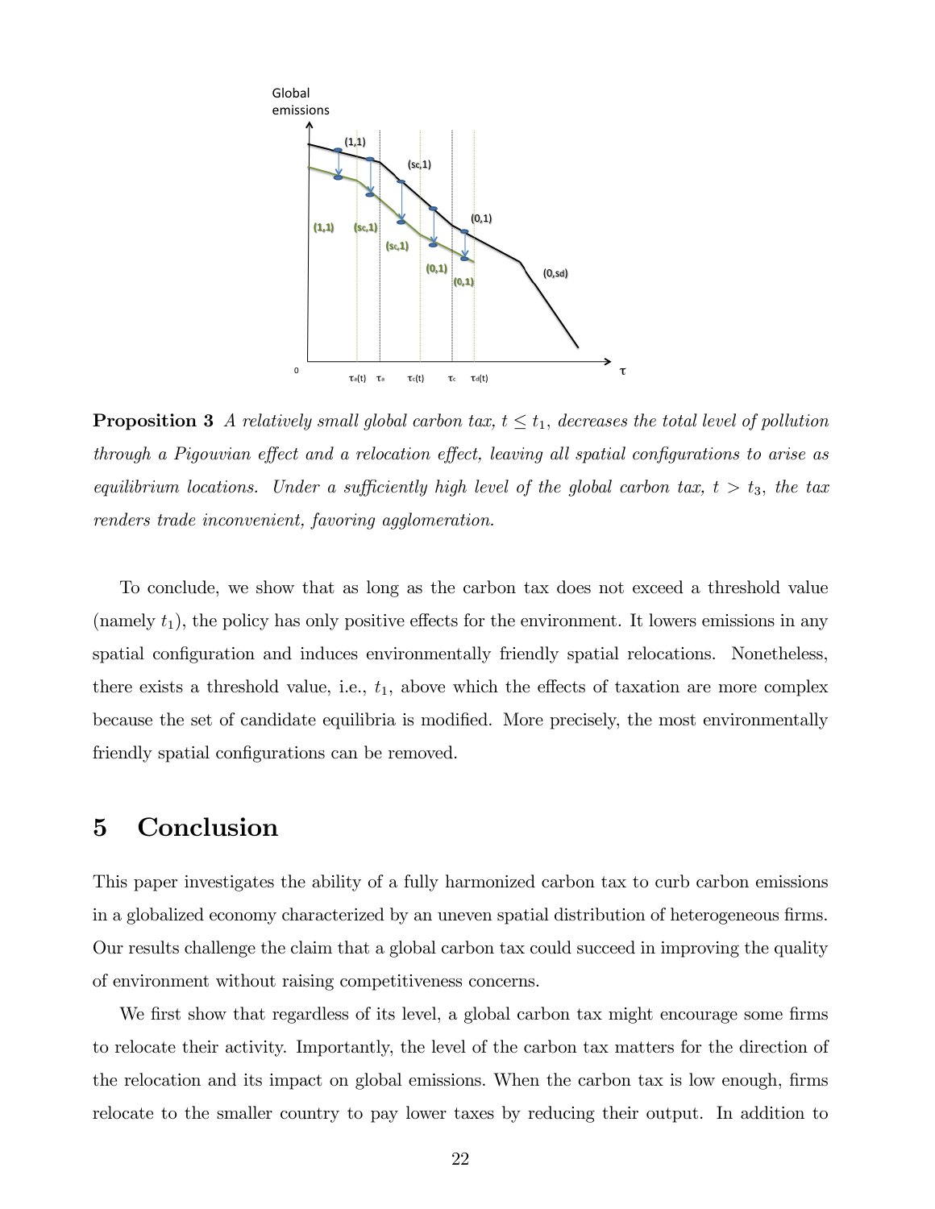**Proposition 3** *A relatively small global carbon tax, $t \leq t_1$, decreases the total level of pollution through a Pigouvian effect and a relocation effect, leaving all spatial configurations to arise as equilibrium locations. Under a sufficiently high level of the global carbon tax, $t > t_3$, the tax renders trade inconvenient, favoring agglomeration.*

To conclude, we show that as long as the carbon tax does not exceed a threshold value (namely $t_1$), the policy has only positive effects for the environment. It lowers emissions in any spatial configuration and induces environmentally friendly spatial relocations. Nonetheless, there exists a threshold value, i.e., $t_1$, above which the effects of taxation are more complex because the set of candidate equilibria is modified. More precisely, the most environmentally friendly spatial configurations can be removed.

# 5 Conclusion

This paper investigates the ability of a fully harmonized carbon tax to curb carbon emissions in a globalized economy characterized by an uneven spatial distribution of heterogeneous firms. Our results challenge the claim that a global carbon tax could succeed in improving the quality of environment without raising competitiveness concerns.

We first show that regardless of its level, a global carbon tax might encourage some firms to relocate their activity. Importantly, the level of the carbon tax matters for the direction of the relocation and its impact on global emissions. When the carbon tax is low enough, firms relocate to the smaller country to pay lower taxes by reducing their output. In addition to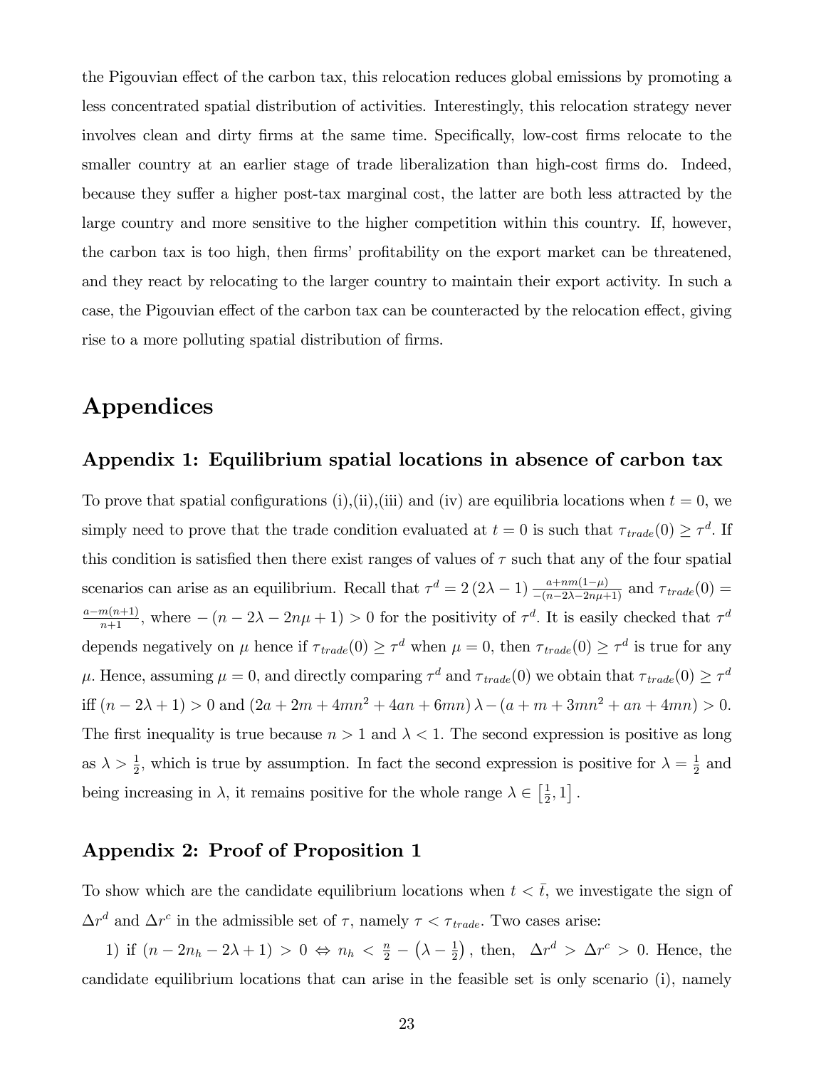the Pigouvian effect of the carbon tax, this relocation reduces global emissions by promoting a less concentrated spatial distribution of activities. Interestingly, this relocation strategy never involves clean and dirty firms at the same time. Specifically, low-cost firms relocate to the smaller country at an earlier stage of trade liberalization than high-cost firms do. Indeed, because they suffer a higher post-tax marginal cost, the latter are both less attracted by the large country and more sensitive to the higher competition within this country. If, however, the carbon tax is too high, then firms' profitability on the export market can be threatened, and they react by relocating to the larger country to maintain their export activity. In such a case, the Pigouvian effect of the carbon tax can be counteracted by the relocation effect, giving rise to a more polluting spatial distribution of firms.

# Appendices

## Appendix 1: Equilibrium spatial locations in absence of carbon tax

To prove that spatial configurations (i),(ii),(iii) and (iv) are equilibria locations when $t = 0$, we simply need to prove that the trade condition evaluated at $t = 0$ is such that $\tau_{trade}(0) \geq \tau^d$. If this condition is satisfied then there exist ranges of values of $\tau$ such that any of the four spatial scenarios can arise as an equilibrium. Recall that $\tau^d = 2(2\lambda - 1)\frac{a+nm(1-\mu)}{-(n-2\lambda-2n\mu+1)}$ and $\tau_{trade}(0) = \frac{a-m(n+1)}{n+1}$, where $-(n - 2\lambda - 2n\mu + 1) > 0$ for the positivity of $\tau^d$. It is easily checked that $\tau^d$ depends negatively on $\mu$ hence if $\tau_{trade}(0) \geq \tau^d$ when $\mu = 0$, then $\tau_{trade}(0) \geq \tau^d$ is true for any $\mu$. Hence, assuming $\mu = 0$, and directly comparing $\tau^d$ and $\tau_{trade}(0)$ we obtain that $\tau_{trade}(0) \geq \tau^d$ iff $(n - 2\lambda + 1) > 0$ and $(2a + 2m + 4mn^2 + 4an + 6mn)\lambda - (a + m + 3mn^2 + an + 4mn) > 0$. The first inequality is true because $n > 1$ and $\lambda < 1$. The second expression is positive as long as $\lambda > \frac{1}{2}$, which is true by assumption. In fact the second expression is positive for $\lambda = \frac{1}{2}$ and being increasing in $\lambda$, it remains positive for the whole range $\lambda \in \left[\frac{1}{2}, 1\right]$.

## Appendix 2: Proof of Proposition 1

To show which are the candidate equilibrium locations when $t < \bar{t}$, we investigate the sign of $\Delta r^d$ and $\Delta r^c$ in the admissible set of $\tau$, namely $\tau < \tau_{trade}$. Two cases arise:

1) if $(n - 2n_h - 2\lambda + 1) > 0 \Leftrightarrow n_h < \frac{n}{2} - \left(\lambda - \frac{1}{2}\right)$, then, $\Delta r^d > \Delta r^c > 0$. Hence, the candidate equilibrium locations that can arise in the feasible set is only scenario (i), namely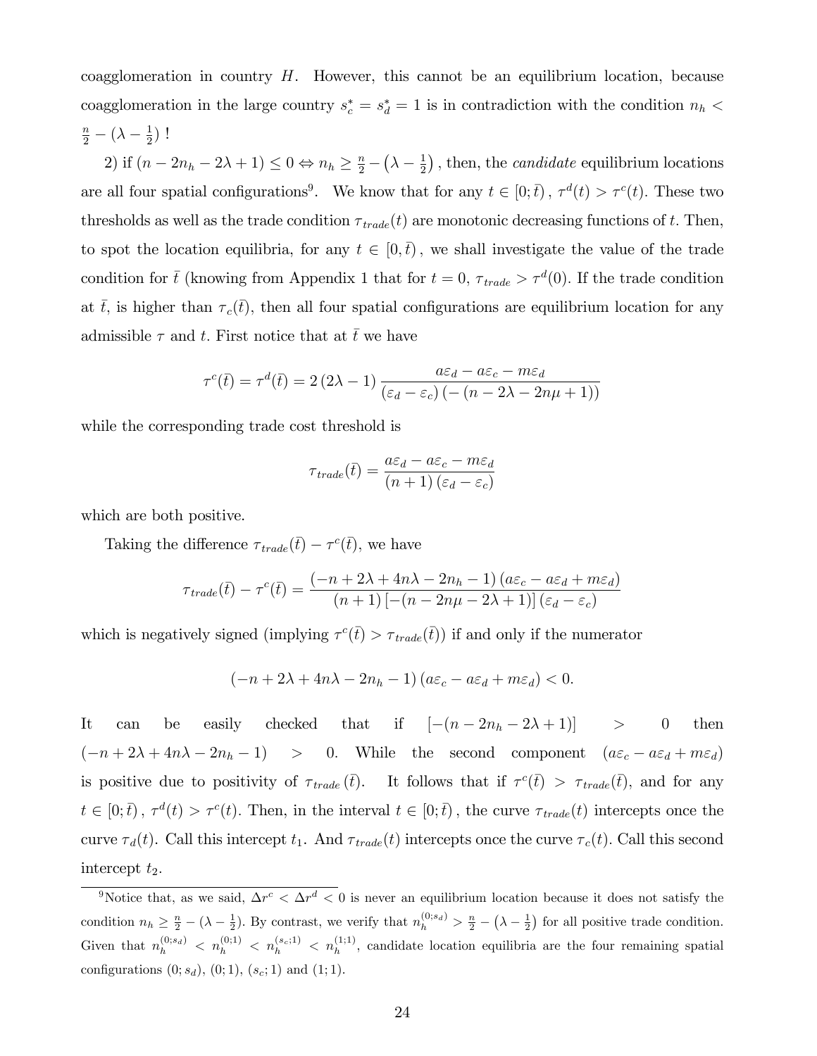coagglomeration in country $H$. However, this cannot be an equilibrium location, because coagglomeration in the large country $s_c^* = s_d^* = 1$ is in contradiction with the condition $n_h < \frac{n}{2} - (\lambda - \frac{1}{2})$ !

2) if $(n - 2n_h - 2\lambda + 1) \leq 0 \Leftrightarrow n_h \geq \frac{n}{2} - \left(\lambda - \frac{1}{2}\right)$ , then, the *candidate* equilibrium locations are all four spatial configurations[9]. We know that for any $t \in [0; \bar{t})$ , $\tau^d(t) > \tau^c(t)$. These two thresholds as well as the trade condition $\tau_{trade}(t)$ are monotonic decreasing functions of $t$. Then, to spot the location equilibria, for any $t \in [0, \bar{t})$ , we shall investigate the value of the trade condition for $\bar{t}$ (knowing from Appendix 1 that for $t = 0$, $\tau_{trade} > \tau^d(0)$. If the trade condition at $\bar{t}$, is higher than $\tau_c(\bar{t})$, then all four spatial configurations are equilibrium location for any admissible $\tau$ and $t$. First notice that at $\bar{t}$ we have

$$\tau^c(\bar{t}) = \tau^d(\bar{t}) = 2\left(2\lambda - 1\right)\frac{a\varepsilon_d - a\varepsilon_c - m\varepsilon_d}{\left(\varepsilon_d - \varepsilon_c\right)\left(-\left(n - 2\lambda - 2n\mu + 1\right)\right)}$$

while the corresponding trade cost threshold is

$$\tau_{trade}(\bar{t}) = \frac{a\varepsilon_d - a\varepsilon_c - m\varepsilon_d}{\left(n+1\right)\left(\varepsilon_d - \varepsilon_c\right)}$$

which are both positive.

Taking the difference $\tau_{trade}(\bar{t}) - \tau^c(\bar{t})$, we have

$$\tau_{trade}(\bar{t}) - \tau^c(\bar{t}) = \frac{\left(-n + 2\lambda + 4n\lambda - 2n_h - 1\right)\left(a\varepsilon_c - a\varepsilon_d + m\varepsilon_d\right)}{\left(n+1\right)\left[-\left(n - 2n\mu - 2\lambda + 1\right)\right]\left(\varepsilon_d - \varepsilon_c\right)}$$

which negatively signed (implying $\tau^c(\bar{t}) > \tau_{trade}(\bar{t})$) if and only if the numerator

$$\left(-n + 2\lambda + 4n\lambda - 2n_h - 1\right)\left(a\varepsilon_c - a\varepsilon_d + m\varepsilon_d\right) < 0.$$

It can be easily checked that if $[-(n - 2n_h - 2\lambda + 1)] > 0$ then $(-n + 2\lambda + 4n\lambda - 2n_h - 1) > 0$. While the second component $(a\varepsilon_c - a\varepsilon_d + m\varepsilon_d)$ is positive due to positivity of $\tau_{trade}(\bar{t})$. It follows that if $\tau^c(\bar{t}) > \tau_{trade}(\bar{t})$, and for any $t \in [0; \bar{t})$ , $\tau^d(t) > \tau^c(t)$. Then, in the interval $t \in [0; \bar{t})$ , the curve $\tau_{trade}(t)$ intercepts once the curve $\tau_d(t)$. Call this intercept $t_1$. And $\tau_{trade}(t)$ intercepts once the curve $\tau_c(t)$. Call this second intercept $t_2$.

---

[9] Notice that, as we said, $\Delta r^c < \Delta r^d < 0$ is never an equilibrium location because it does not satisfy the condition $n_h \geq \frac{n}{2} - (\lambda - \frac{1}{2})$. By contrast, we verify that $n_h^{(0;s_d)} > \frac{n}{2} - \left(\lambda - \frac{1}{2}\right)$ for all positive trade condition. Given that $n_h^{(0;s_d)} < n_h^{(0;1)} < n_h^{(s_c;1)} < n_h^{(1;1)}$, candidate location equilibria are the four remaining spatial configurations $(0; s_d)$, $(0; 1)$, $(s_c; 1)$ and $(1; 1)$.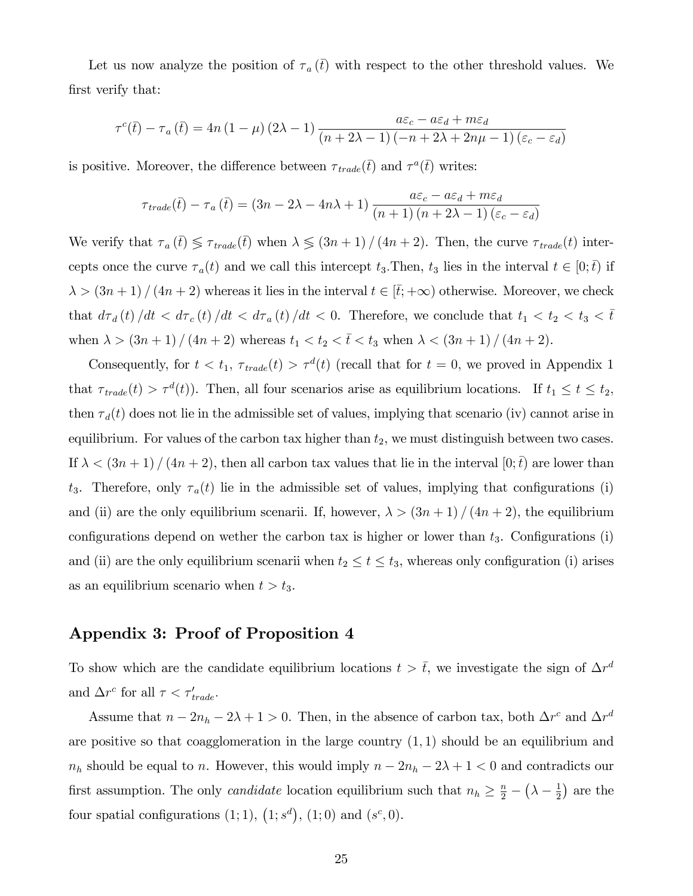Let us now analyze the position of $\tau_a(\bar{t})$ with respect to the other threshold values. We first verify that:

$$\tau^c(\bar{t}) - \tau_a(\bar{t}) = 4n(1-\mu)(2\lambda - 1)\frac{a\varepsilon_c - a\varepsilon_d + m\varepsilon_d}{(n+2\lambda-1)(-n+2\lambda+2n\mu-1)(\varepsilon_c - \varepsilon_d)}$$

is positive. Moreover, the difference between $\tau_{trade}(\bar{t})$ and $\tau^a(\bar{t})$ writes:

$$\tau_{trade}(\bar{t}) - \tau_a(\bar{t}) = (3n - 2\lambda - 4n\lambda + 1)\frac{a\varepsilon_c - a\varepsilon_d + m\varepsilon_d}{(n+1)(n+2\lambda-1)(\varepsilon_c - \varepsilon_d)}$$

We verify that $\tau_a(\bar{t}) \lesseqgtr \tau_{trade}(\bar{t})$ when $\lambda \lesseqgtr (3n+1)/(4n+2)$. Then, the curve $\tau_{trade}(t)$ intercepts once the curve $\tau_a(t)$ and we call this intercept $t_3$.Then, $t_3$ lies in the interval $t \in [0; \bar{t})$ if $\lambda > (3n+1)/(4n+2)$ whereas it lies in the interval $t \in [\bar{t}; +\infty)$ otherwise. Moreover, we check that $d\tau_d(t)/dt < d\tau_c(t)/dt < d\tau_a(t)/dt < 0$. Therefore, we conclude that $t_1 < t_2 < t_3 < \bar{t}$ when $\lambda > (3n+1)/(4n+2)$ whereas $t_1 < t_2 < \bar{t} < t_3$ when $\lambda < (3n+1)/(4n+2)$.

Consequently, for $t < t_1$, $\tau_{trade}(t) > \tau^d(t)$ (recall that for $t = 0$, we proved in Appendix 1 that $\tau_{trade}(t) > \tau^d(t)$). Then, all four scenarios arise as equilibrium locations. If $t_1 \leq t \leq t_2$, then $\tau_d(t)$ does not lie in the admissible set of values, implying that scenario (iv) cannot arise in equilibrium. For values of the carbon tax higher than $t_2$, we must distinguish between two cases. If $\lambda < (3n+1)/(4n+2)$, then all carbon tax values that lie in the interval $[0; \bar{t})$ are lower than $t_3$. Therefore, only $\tau_a(t)$ lie in the admissible set of values, implying that configurations (i) and (ii) are the only equilibrium scenarii. If, however, $\lambda > (3n+1)/(4n+2)$, the equilibrium configurations depend on wether the carbon tax is higher or lower than $t_3$. Configurations (i) and (ii) are the only equilibrium scenarii when $t_2 \leq t \leq t_3$, whereas only configuration (i) arises as an equilibrium scenario when $t > t_3$.

## Appendix 3: Proof of Proposition 4

To show which are the candidate equilibrium locations $t > \bar{t}$, we investigate the sign of $\Delta r^d$ and $\Delta r^c$ for all $\tau < \tau'_{trade}$.

Assume that $n - 2n_h - 2\lambda + 1 > 0$. Then, in the absence of carbon tax, both $\Delta r^c$ and $\Delta r^d$ are positive so that coagglomeration in the large country $(1, 1)$ should be an equilibrium and $n_h$ should be equal to $n$. However, this would imply $n - 2n_h - 2\lambda + 1 < 0$ and contradicts our first assumption. The only *candidate* location equilibrium such that $n_h \geq \frac{n}{2} - \left(\lambda - \frac{1}{2}\right)$ are the four spatial configurations $(1; 1)$, $\left(1; s^d\right)$, $(1; 0)$ and $(s^c, 0)$.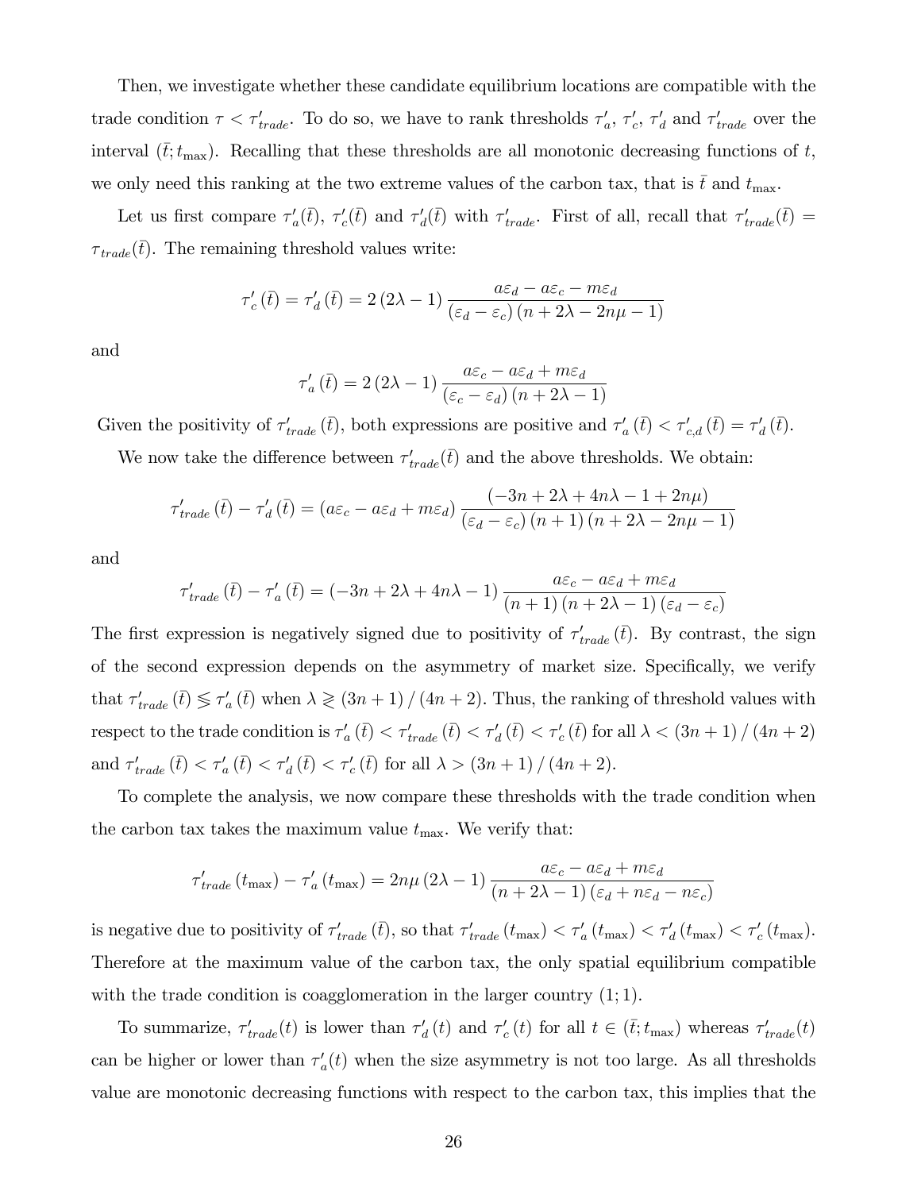Then, we investigate whether these candidate equilibrium locations are compatible with the trade condition $\tau < \tau'_{trade}$. To do so, we have to rank thresholds $\tau'_a$, $\tau'_c$, $\tau'_d$ and $\tau'_{trade}$ over the interval $(\bar{t}; t_{\max})$. Recalling that these thresholds are all monotonic decreasing functions of $t$, we only need this ranking at the two extreme values of the carbon tax, that is $\bar{t}$ and $t_{\max}$.

Let us first compare $\tau'_a(\bar{t})$, $\tau'_c(\bar{t})$ and $\tau'_d(\bar{t})$ with $\tau'_{trade}$. First of all, recall that $\tau'_{trade}(\bar{t}) = \tau_{trade}(\bar{t})$. The remaining threshold values write:

$$\tau'_c(\bar{t}) = \tau'_d(\bar{t}) = 2(2\lambda - 1)\frac{a\varepsilon_d - a\varepsilon_c - m\varepsilon_d}{(\varepsilon_d - \varepsilon_c)(n + 2\lambda - 2n\mu - 1)}$$

and

$$\tau'_a(\bar{t}) = 2(2\lambda - 1)\frac{a\varepsilon_c - a\varepsilon_d + m\varepsilon_d}{(\varepsilon_c - \varepsilon_d)(n + 2\lambda - 1)}$$

Given the positivity of $\tau'_{trade}(\bar{t})$, both expressions are positive and $\tau'_a(\bar{t}) < \tau'_{c,d}(\bar{t}) = \tau'_d(\bar{t})$.

We now take the difference between $\tau'_{trade}(\bar{t})$ and the above thresholds. We obtain:

$$\tau'_{trade}(\bar{t}) - \tau'_d(\bar{t}) = (a\varepsilon_c - a\varepsilon_d + m\varepsilon_d)\frac{(-3n + 2\lambda + 4n\lambda - 1 + 2n\mu)}{(\varepsilon_d - \varepsilon_c)(n + 1)(n + 2\lambda - 2n\mu - 1)}$$

and

$$\tau'_{trade}(\bar{t}) - \tau'_a(\bar{t}) = (-3n + 2\lambda + 4n\lambda - 1)\frac{a\varepsilon_c - a\varepsilon_d + m\varepsilon_d}{(n + 1)(n + 2\lambda - 1)(\varepsilon_d - \varepsilon_c)}$$

The first expression is negatively signed due to positivity of $\tau'_{trade}(\bar{t})$. By contrast, the sign of the second expression depends on the asymmetry of market size. Specifically, we verify that $\tau'_{trade}(\bar{t}) \lesseqgtr \tau'_a(\bar{t})$ when $\lambda \gtreqless (3n + 1)/(4n + 2)$. Thus, the ranking of threshold values with respect to the trade condition is $\tau'_a(\bar{t}) < \tau'_{trade}(\bar{t}) < \tau'_d(\bar{t}) < \tau'_c(\bar{t})$ for all $\lambda < (3n + 1)/(4n + 2)$ and $\tau'_{trade}(\bar{t}) < \tau'_a(\bar{t}) < \tau'_d(\bar{t}) < \tau'_c(\bar{t})$ for all $\lambda > (3n + 1)/(4n + 2)$.

To complete the analysis, we now compare these thresholds with the trade condition when the carbon tax takes the maximum value $t_{\max}$. We verify that:

$$\tau'_{trade}(t_{\max}) - \tau'_a(t_{\max}) = 2n\mu(2\lambda - 1)\frac{a\varepsilon_c - a\varepsilon_d + m\varepsilon_d}{(n + 2\lambda - 1)(\varepsilon_d + n\varepsilon_d - n\varepsilon_c)}$$

is negative due to positivity of $\tau'_{trade}(\bar{t})$, so that $\tau'_{trade}(t_{\max}) < \tau'_a(t_{\max}) < \tau'_d(t_{\max}) < \tau'_c(t_{\max})$. Therefore at the maximum value of the carbon tax, the only spatial equilibrium compatible with the trade condition is coagglomeration in the larger country $(1; 1)$.

To summarize, $\tau'_{trade}(t)$ is lower than $\tau'_d(t)$ and $\tau'_c(t)$ for all $t \in (\bar{t}; t_{\max})$ whereas $\tau'_{trade}(t)$ can be higher or lower than $\tau'_a(t)$ when the size asymmetry is not too large. As all thresholds value are monotonic decreasing functions with respect to the carbon tax, this implies that the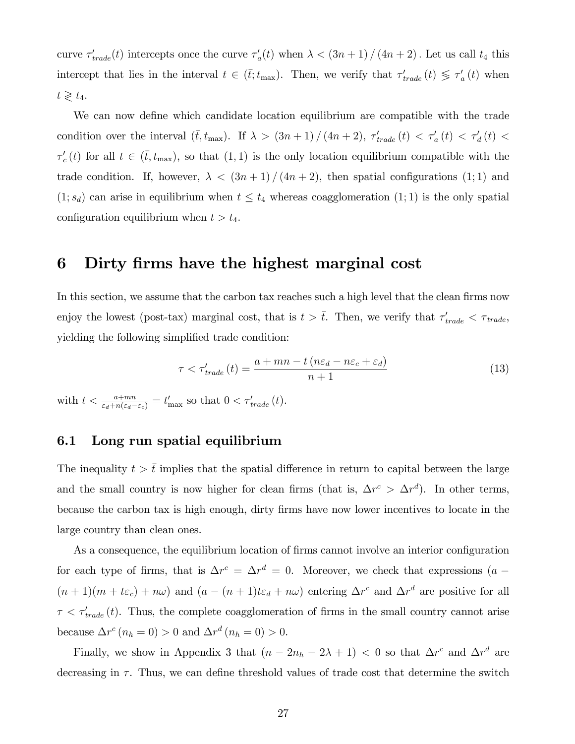curve $\tau'_{trade}(t)$ intercepts once the curve $\tau'_a(t)$ when $\lambda < (3n+1)/(4n+2)$. Let us call $t_4$ this intercept that lies in the interval $t \in (\bar{t}; t_{\max})$. Then, we verify that $\tau'_{trade}(t) \lesseqgtr \tau'_a(t)$ when $t \gtreqless t_4$.

We can now define which candidate location equilibrium are compatible with the trade condition over the interval $(\bar{t}, t_{\max})$. If $\lambda > (3n+1)/(4n+2)$, $\tau'_{trade}(t) < \tau'_a(t) < \tau'_d(t) < \tau'_c(t)$ for all $t \in (\bar{t}, t_{\max})$, so that $(1,1)$ is the only location equilibrium compatible with the trade condition. If, however, $\lambda < (3n+1)/(4n+2)$, then spatial configurations $(1;1)$ and $(1;s_d)$ can arise in equilibrium when $t \leq t_4$ whereas coagglomeration $(1;1)$ is the only spatial configuration equilibrium when $t > t_4$.

# 6 Dirty firms have the highest marginal cost

In this section, we assume that the carbon tax reaches such a high level that the clean firms now enjoy the lowest (post-tax) marginal cost, that is $t > \bar{t}$. Then, we verify that $\tau'_{trade} < \tau_{trade}$, yielding the following simplified trade condition:

$$\tau < \tau'_{trade}(t) = \frac{a + mn - t(n\varepsilon_d - n\varepsilon_c + \varepsilon_d)}{n+1} \tag{13}$$

with $t < \frac{a+mn}{\varepsilon_d + n(\varepsilon_d - \varepsilon_c)} = t'_{\max}$ so that $0 < \tau'_{trade}(t)$.

## 6.1 Long run spatial equilibrium

The inequality $t > \bar{t}$ implies that the spatial difference in return to capital between the large and the small country is now higher for clean firms (that is, $\Delta r^c > \Delta r^d$). In other terms, because the carbon tax is high enough, dirty firms have now lower incentives to locate in the large country than clean ones.

As a consequence, the equilibrium location of firms cannot involve an interior configuration for each type of firms, that is $\Delta r^c = \Delta r^d = 0$. Moreover, we check that expressions $(a - (n+1)(m + t\varepsilon_c) + n\omega)$ and $(a - (n+1)t\varepsilon_d + n\omega)$ entering $\Delta r^c$ and $\Delta r^d$ are positive for all $\tau < \tau'_{trade}(t)$. Thus, the complete coagglomeration of firms in the small country cannot arise because $\Delta r^c(n_h = 0) > 0$ and $\Delta r^d(n_h = 0) > 0$.

Finally, we show in Appendix 3 that $(n - 2n_h - 2\lambda + 1) < 0$ so that $\Delta r^c$ and $\Delta r^d$ are decreasing in $\tau$. Thus, we can define threshold values of trade cost that determine the switch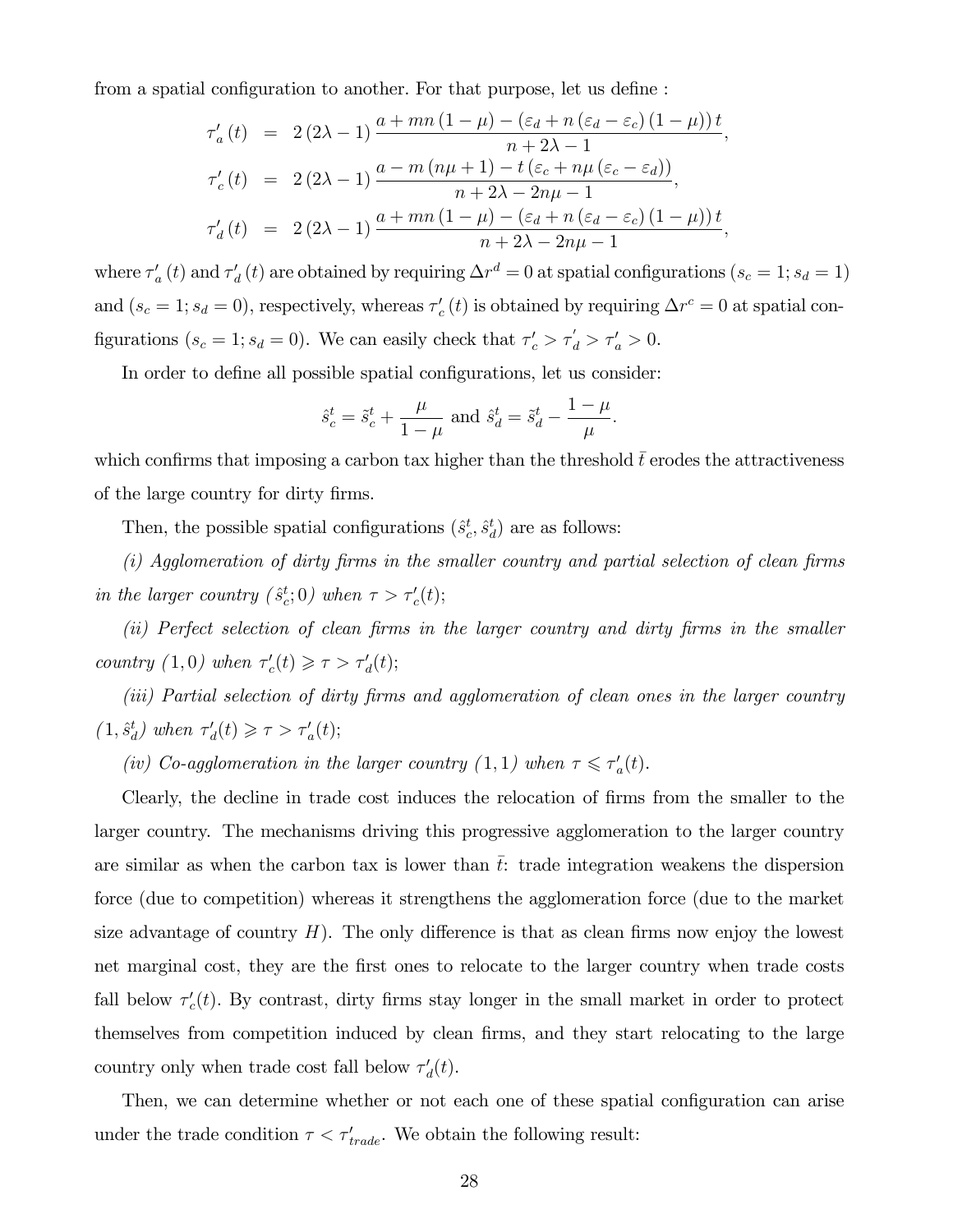from a spatial configuration to another. For that purpose, let us define :

$$
\begin{aligned}
\tau'_a(t) &= 2(2\lambda-1)\frac{a+mn(1-\mu)-(\varepsilon_d+n(\varepsilon_d-\varepsilon_c)(1-\mu))t}{n+2\lambda-1}, \\
\tau'_c(t) &= 2(2\lambda-1)\frac{a-m(n\mu+1)-t(\varepsilon_c+n\mu(\varepsilon_c-\varepsilon_d))}{n+2\lambda-2n\mu-1}, \\
\tau'_d(t) &= 2(2\lambda-1)\frac{a+mn(1-\mu)-(\varepsilon_d+n(\varepsilon_d-\varepsilon_c)(1-\mu))t}{n+2\lambda-2n\mu-1},
\end{aligned}
$$

where $\tau'_a(t)$ and $\tau'_d(t)$ are obtained by requiring $\Delta r^d = 0$ at spatial configurations ($s_c = 1; s_d = 1$) and ($s_c = 1; s_d = 0$), respectively, whereas $\tau'_c(t)$ is obtained by requiring $\Delta r^c = 0$ at spatial configurations ($s_c = 1; s_d = 0$). We can easily check that $\tau'_c > \tau'_d > \tau'_a > 0$.

In order to define all possible spatial configurations, let us consider:

$$
\hat{s}^t_c = \tilde{s}^t_c + \frac{\mu}{1-\mu} \text{ and } \hat{s}^t_d = \tilde{s}^t_d - \frac{1-\mu}{\mu}.
$$

which confirms that imposing a carbon tax higher than the threshold $\bar{t}$ erodes the attractiveness of the large country for dirty firms.

Then, the possible spatial configurations $(\hat{s}^t_c, \hat{s}^t_d)$ are as follows:

*(i) Agglomeration of dirty firms in the smaller country and partial selection of clean firms in the larger country* $(\hat{s}^t_c; 0)$ *when* $\tau > \tau'_c(t)$;

*(ii) Perfect selection of clean firms in the larger country and dirty firms in the smaller country* $(1, 0)$ *when* $\tau'_c(t) \geqslant \tau > \tau'_d(t)$;

*(iii) Partial selection of dirty firms and agglomeration of clean ones in the larger country* $(1, \hat{s}^t_d)$ *when* $\tau'_d(t) \geqslant \tau > \tau'_a(t)$;

*(iv) Co-agglomeration in the larger country* $(1, 1)$ *when* $\tau \leqslant \tau'_a(t)$.

Clearly, the decline in trade cost induces the relocation of firms from the smaller to the larger country. The mechanisms driving this progressive agglomeration to the larger country are similar as when the carbon tax is lower than $\bar{t}$: trade integration weakens the dispersion force (due to competition) whereas it strengthens the agglomeration force (due to the market size advantage of country $H$). The only difference is that as clean firms now enjoy the lowest net marginal cost, they are the first ones to relocate to the larger country when trade costs fall below $\tau'_c(t)$. By contrast, dirty firms stay longer in the small market in order to protect themselves from competition induced by clean firms, and they start relocating to the large country only when trade cost fall below $\tau'_d(t)$.

Then, we can determine whether or not each one of these spatial configuration can arise under the trade condition $\tau < \tau'_{trade}$. We obtain the following result: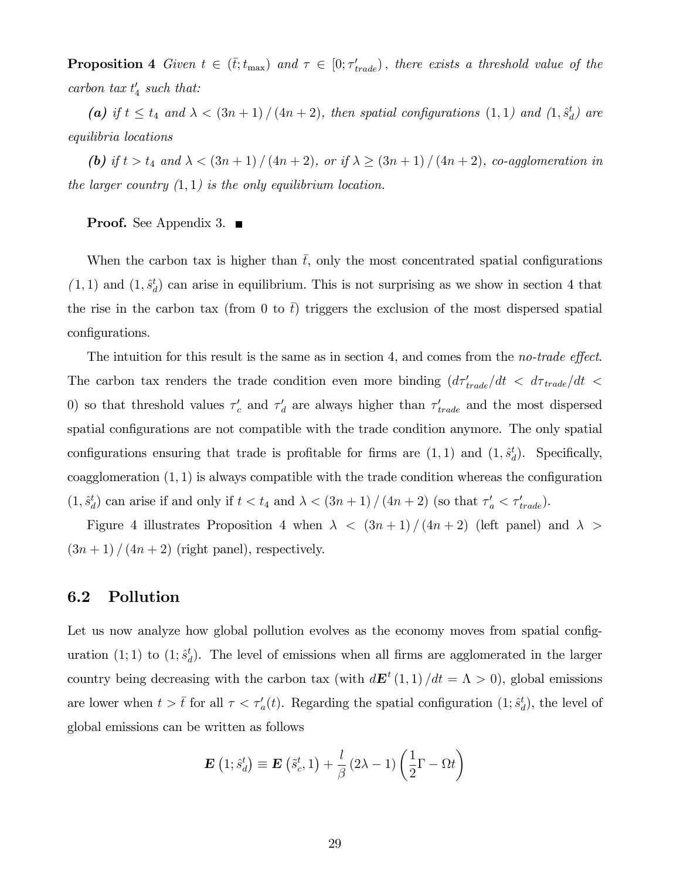**Proposition 4** *Given $t \in (\bar{t}; t_{\max})$ and $\tau \in [0; \tau'_{trade})$, there exists a threshold value of the carbon tax $t'_4$ such that:*

***(a)*** *if $t \leq t_4$ and $\lambda < (3n+1)/(4n+2)$, then spatial configurations $(1,1)$ and $(1, \hat{s}^t_d)$ are equilibria locations*

***(b)*** *if $t > t_4$ and $\lambda < (3n+1)/(4n+2)$, or if $\lambda \geq (3n+1)/(4n+2)$, co-agglomeration in the larger country $(1,1)$ is the only equilibrium location.*

**Proof.** See Appendix 3. ■

When the carbon tax is higher than $\bar{t}$, only the most concentrated spatial configurations $(1,1)$ and $(1, \hat{s}^t_d)$ can arise in equilibrium. This is not surprising as we show in section 4 that the rise in the carbon tax (from 0 to $\bar{t}$) triggers the exclusion of the most dispersed spatial configurations.

The intuition for this result is the same as in section 4, and comes from the *no-trade effect*. The carbon tax renders the trade condition even more binding ($d\tau'_{trade}/dt < d\tau_{trade}/dt < 0$) so that threshold values $\tau'_c$ and $\tau'_d$ are always higher than $\tau'_{trade}$ and the most dispersed spatial configurations are not compatible with the trade condition anymore. The only spatial configurations ensuring that trade is profitable for firms are $(1,1)$ and $(1, \hat{s}^t_d)$. Specifically, coagglomeration $(1,1)$ is always compatible with the trade condition whereas the configuration $(1, \hat{s}^t_d)$ can arise if and only if $t < t_4$ and $\lambda < (3n+1)/(4n+2)$ (so that $\tau'_a < \tau'_{trade}$).

Figure 4 illustrates Proposition 4 when $\lambda < (3n+1)/(4n+2)$ (left panel) and $\lambda > (3n+1)/(4n+2)$ (right panel), respectively.

## 6.2 Pollution

Let us now analyze how global pollution evolves as the economy moves from spatial configuration $(1;1)$ to $(1; \hat{s}^t_d)$. The level of emissions when all firms are agglomerated in the larger country being decreasing with the carbon tax (with $d\boldsymbol{E}^t(1,1)/dt = \Lambda > 0$), global emissions are lower when $t > \bar{t}$ for all $\tau < \tau'_a(t)$. Regarding the spatial configuration $(1; \hat{s}^t_d)$, the level of global emissions can be written as follows

$$\boldsymbol{E}\left(1; \hat{s}^t_d\right) \equiv \boldsymbol{E}\left(\tilde{s}^t_c, 1\right) + \frac{l}{\beta}(2\lambda - 1)\left(\frac{1}{2}\Gamma - \Omega t\right)$$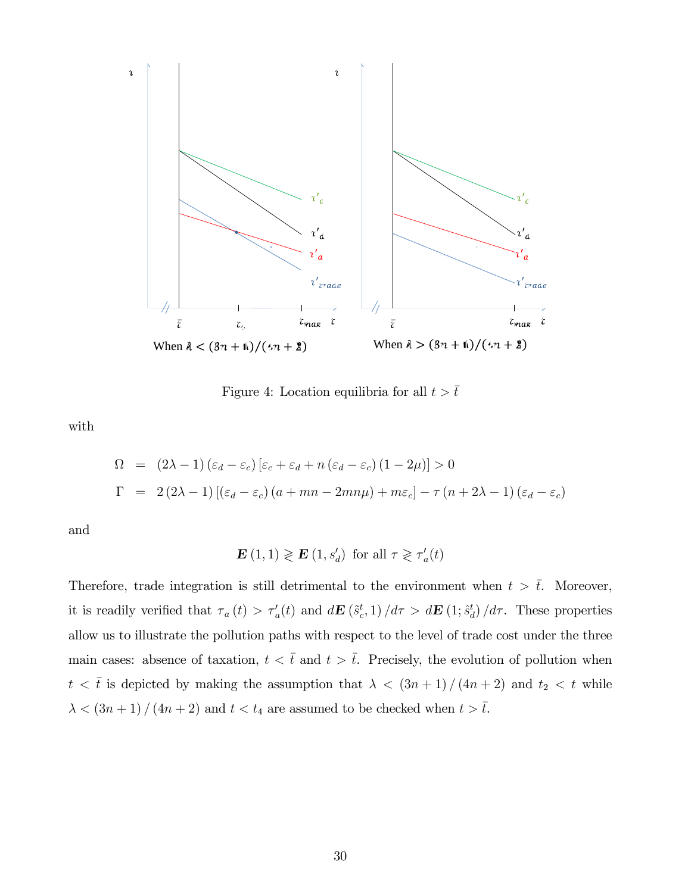Figure 4: Location equilibria for all $t > \bar{t}$

with

$$\Omega = (2\lambda - 1)(\varepsilon_d - \varepsilon_c)[\varepsilon_c + \varepsilon_d + n(\varepsilon_d - \varepsilon_c)(1 - 2\mu)] > 0$$

$$\Gamma = 2(2\lambda - 1)[(\varepsilon_d - \varepsilon_c)(a + mn - 2mn\mu) + m\varepsilon_c] - \tau(n + 2\lambda - 1)(\varepsilon_d - \varepsilon_c)$$

and

$$\boldsymbol{E}(1,1) \gtrless \boldsymbol{E}(1, s_d') \text{ for all } \tau \gtrless \tau_a'(t)$$

Therefore, trade integration is still detrimental to the environment when $t > \bar{t}$. Moreover, it is readily verified that $\tau_a(t) > \tau_a'(t)$ and $d\boldsymbol{E}(\hat{s}_c^t, 1)/d\tau > d\boldsymbol{E}(1; \hat{s}_d^t)/d\tau$. These properties allow us to illustrate the pollution paths with respect to the level of trade cost under the three main cases: absence of taxation, $t < \bar{t}$ and $t > \bar{t}$. Precisely, the evolution of pollution when $t < \bar{t}$ is depicted by making the assumption that $\lambda < (3n+1)/(4n+2)$ and $t_2 < t$ while $\lambda < (3n+1)/(4n+2)$ and $t < t_4$ are assumed to be checked when $t > \bar{t}$.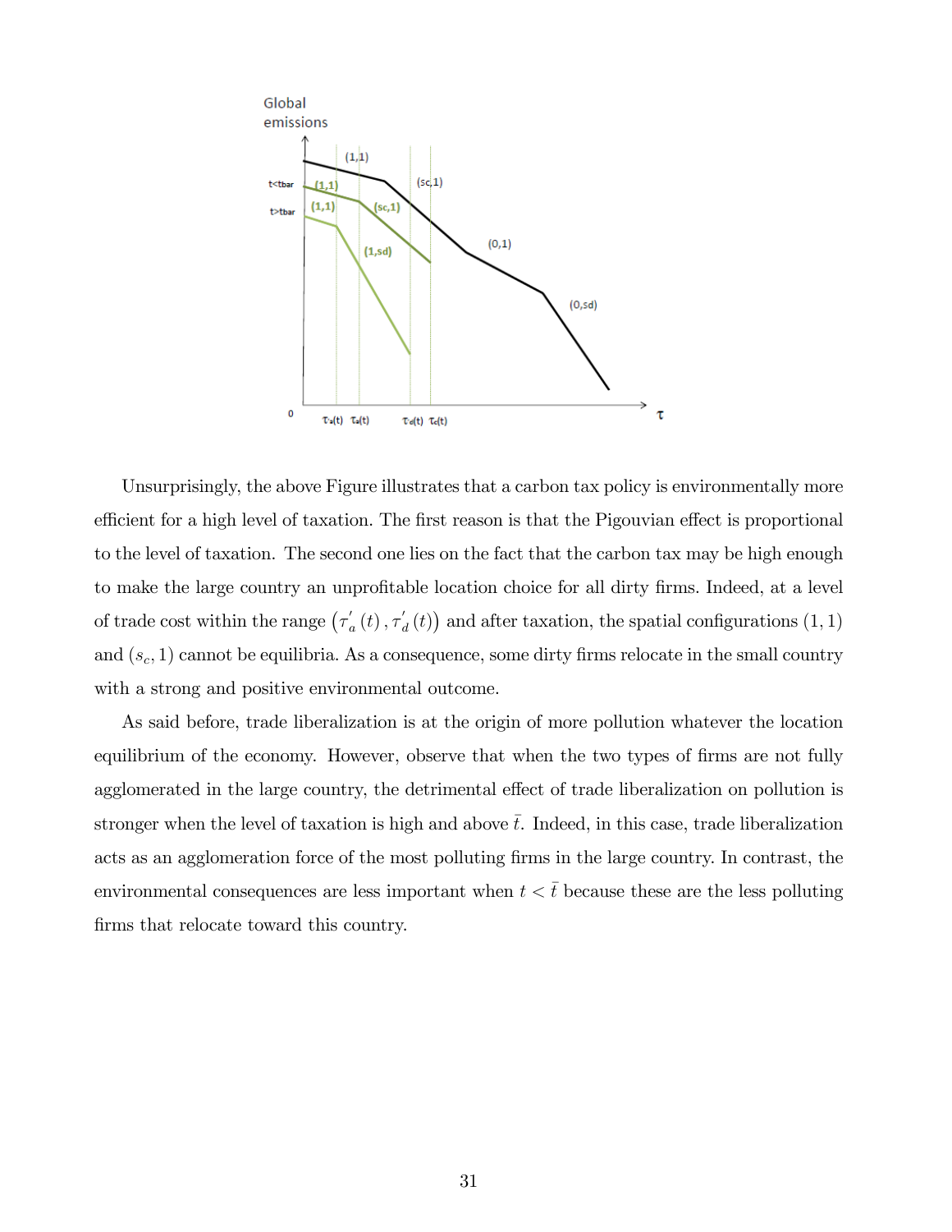Unsurprisingly, the above Figure illustrates that a carbon tax policy is environmentally more efficient for a high level of taxation. The first reason is that the Pigouvian effect is proportional to the level of taxation. The second one lies on the fact that the carbon tax may be high enough to make the large country an unprofitable location choice for all dirty firms. Indeed, at a level of trade cost within the range $\left(\tau_a^{'}(t), \tau_d^{'}(t)\right)$ and after taxation, the spatial configurations $(1,1)$ and $(s_c, 1)$ cannot be equilibria. As a consequence, some dirty firms relocate in the small country with a strong and positive environmental outcome.

As said before, trade liberalization is at the origin of more pollution whatever the location equilibrium of the economy. However, observe that when the two types of firms are not fully agglomerated in the large country, the detrimental effect of trade liberalization on pollution is stronger when the level of taxation is high and above $\bar{t}$. Indeed, in this case, trade liberalization acts as an agglomeration force of the most polluting firms in the large country. In contrast, the environmental consequences are less important when $t < \bar{t}$ because these are the less polluting firms that relocate toward this country.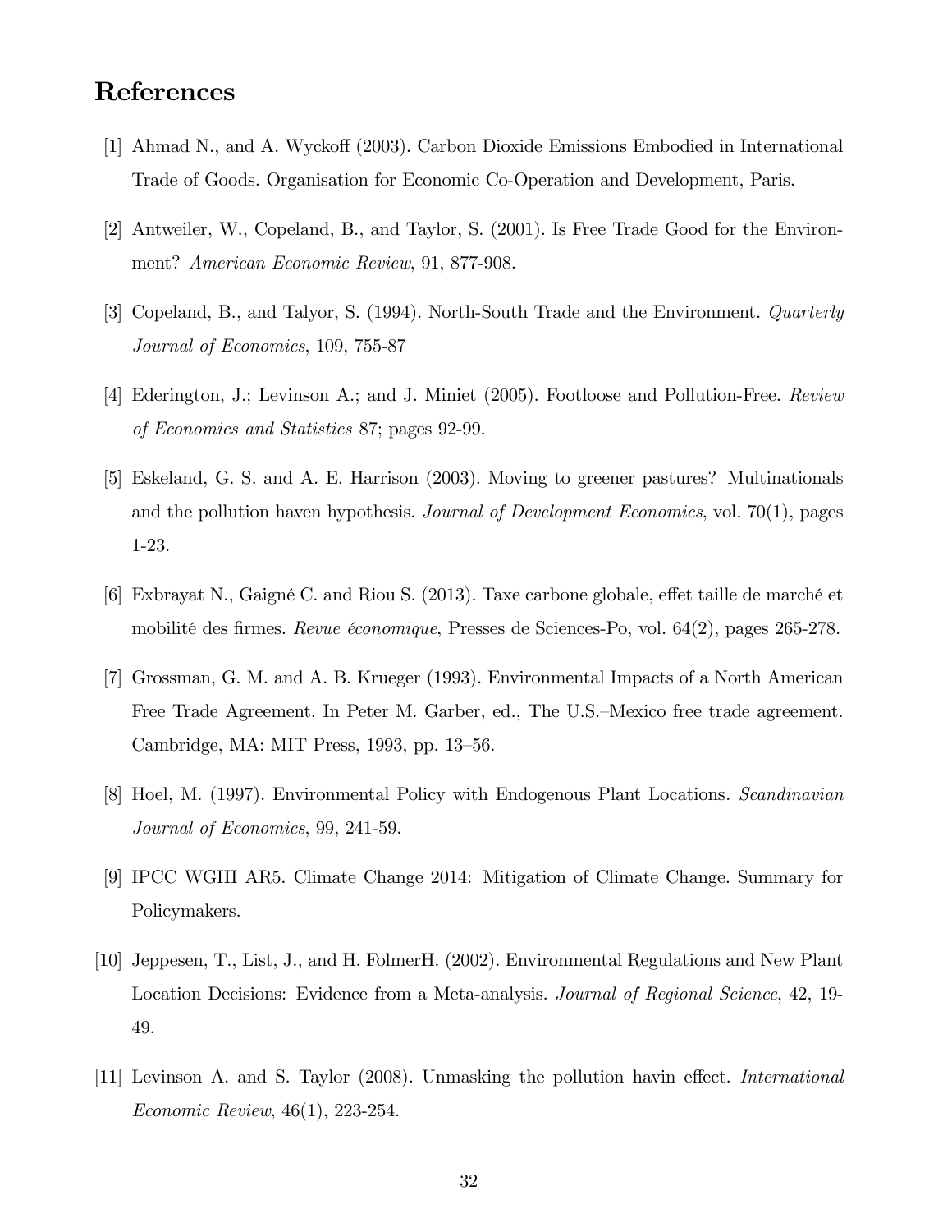# References

[1] Ahmad N., and A. Wyckoff (2003). Carbon Dioxide Emissions Embodied in International Trade of Goods. Organisation for Economic Co-Operation and Development, Paris.

[2] Antweiler, W., Copeland, B., and Taylor, S. (2001). Is Free Trade Good for the Environment? *American Economic Review*, 91, 877-908.

[3] Copeland, B., and Talyor, S. (1994). North-South Trade and the Environment. *Quarterly Journal of Economics*, 109, 755-87

[4] Ederington, J.; Levinson A.; and J. Miniet (2005). Footloose and Pollution-Free. *Review of Economics and Statistics* 87; pages 92-99.

[5] Eskeland, G. S. and A. E. Harrison (2003). Moving to greener pastures? Multinationals and the pollution haven hypothesis. *Journal of Development Economics*, vol. 70(1), pages 1-23.

[6] Exbrayat N., Gaigné C. and Riou S. (2013). Taxe carbone globale, effet taille de marché et mobilité des firmes. *Revue économique*, Presses de Sciences-Po, vol. 64(2), pages 265-278.

[7] Grossman, G. M. and A. B. Krueger (1993). Environmental Impacts of a North American Free Trade Agreement. In Peter M. Garber, ed., The U.S.–Mexico free trade agreement. Cambridge, MA: MIT Press, 1993, pp. 13–56.

[8] Hoel, M. (1997). Environmental Policy with Endogenous Plant Locations. *Scandinavian Journal of Economics*, 99, 241-59.

[9] IPCC WGIII AR5. Climate Change 2014: Mitigation of Climate Change. Summary for Policymakers.

[10] Jeppesen, T., List, J., and H. FolmerH. (2002). Environmental Regulations and New Plant Location Decisions: Evidence from a Meta-analysis. *Journal of Regional Science*, 42, 19-49.

[11] Levinson A. and S. Taylor (2008). Unmasking the pollution havin effect. *International Economic Review*, 46(1), 223-254.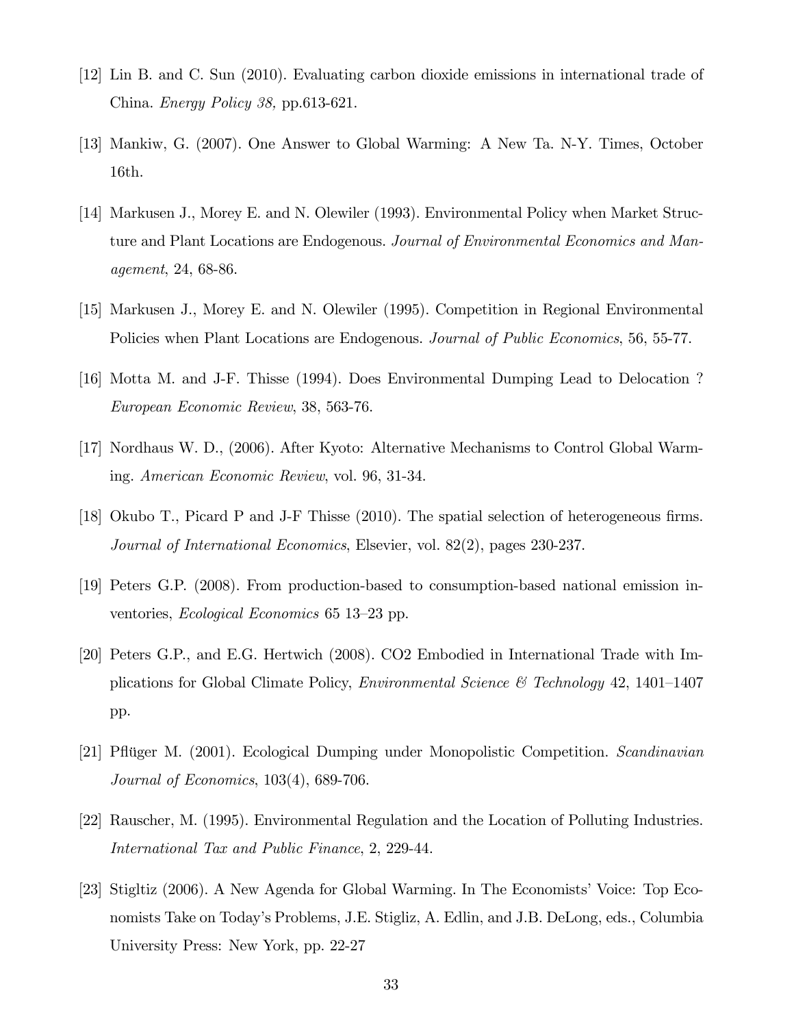[12] Lin B. and C. Sun (2010). Evaluating carbon dioxide emissions in international trade of China. *Energy Policy 38,* pp.613-621.

[13] Mankiw, G. (2007). One Answer to Global Warming: A New Ta. N-Y. Times, October 16th.

[14] Markusen J., Morey E. and N. Olewiler (1993). Environmental Policy when Market Structure and Plant Locations are Endogenous. *Journal of Environmental Economics and Management*, 24, 68-86.

[15] Markusen J., Morey E. and N. Olewiler (1995). Competition in Regional Environmental Policies when Plant Locations are Endogenous. *Journal of Public Economics*, 56, 55-77.

[16] Motta M. and J-F. Thisse (1994). Does Environmental Dumping Lead to Delocation ? *European Economic Review*, 38, 563-76.

[17] Nordhaus W. D., (2006). After Kyoto: Alternative Mechanisms to Control Global Warming. *American Economic Review*, vol. 96, 31-34.

[18] Okubo T., Picard P and J-F Thisse (2010). The spatial selection of heterogeneous firms. *Journal of International Economics*, Elsevier, vol. 82(2), pages 230-237.

[19] Peters G.P. (2008). From production-based to consumption-based national emission inventories, *Ecological Economics* 65 13–23 pp.

[20] Peters G.P., and E.G. Hertwich (2008). CO2 Embodied in International Trade with Implications for Global Climate Policy, *Environmental Science & Technology* 42, 1401–1407 pp.

[21] Pflüger M. (2001). Ecological Dumping under Monopolistic Competition. *Scandinavian Journal of Economics*, 103(4), 689-706.

[22] Rauscher, M. (1995). Environmental Regulation and the Location of Polluting Industries. *International Tax and Public Finance*, 2, 229-44.

[23] Stigltiz (2006). A New Agenda for Global Warming. In The Economists' Voice: Top Economists Take on Today's Problems, J.E. Stigliz, A. Edlin, and J.B. DeLong, eds., Columbia University Press: New York, pp. 22-27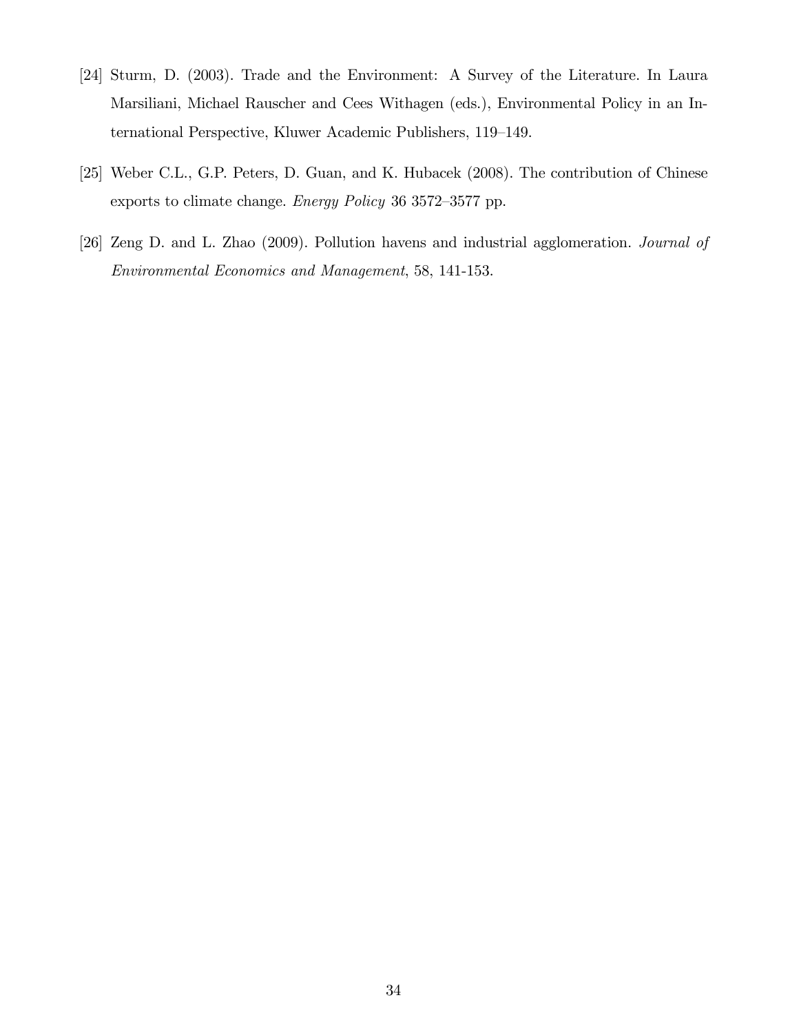[24] Sturm, D. (2003). Trade and the Environment: A Survey of the Literature. In Laura Marsiliani, Michael Rauscher and Cees Withagen (eds.), Environmental Policy in an International Perspective, Kluwer Academic Publishers, 119–149.

[25] Weber C.L., G.P. Peters, D. Guan, and K. Hubacek (2008). The contribution of Chinese exports to climate change. *Energy Policy* 36 3572–3577 pp.

[26] Zeng D. and L. Zhao (2009). Pollution havens and industrial agglomeration. *Journal of Environmental Economics and Management*, 58, 141-153.